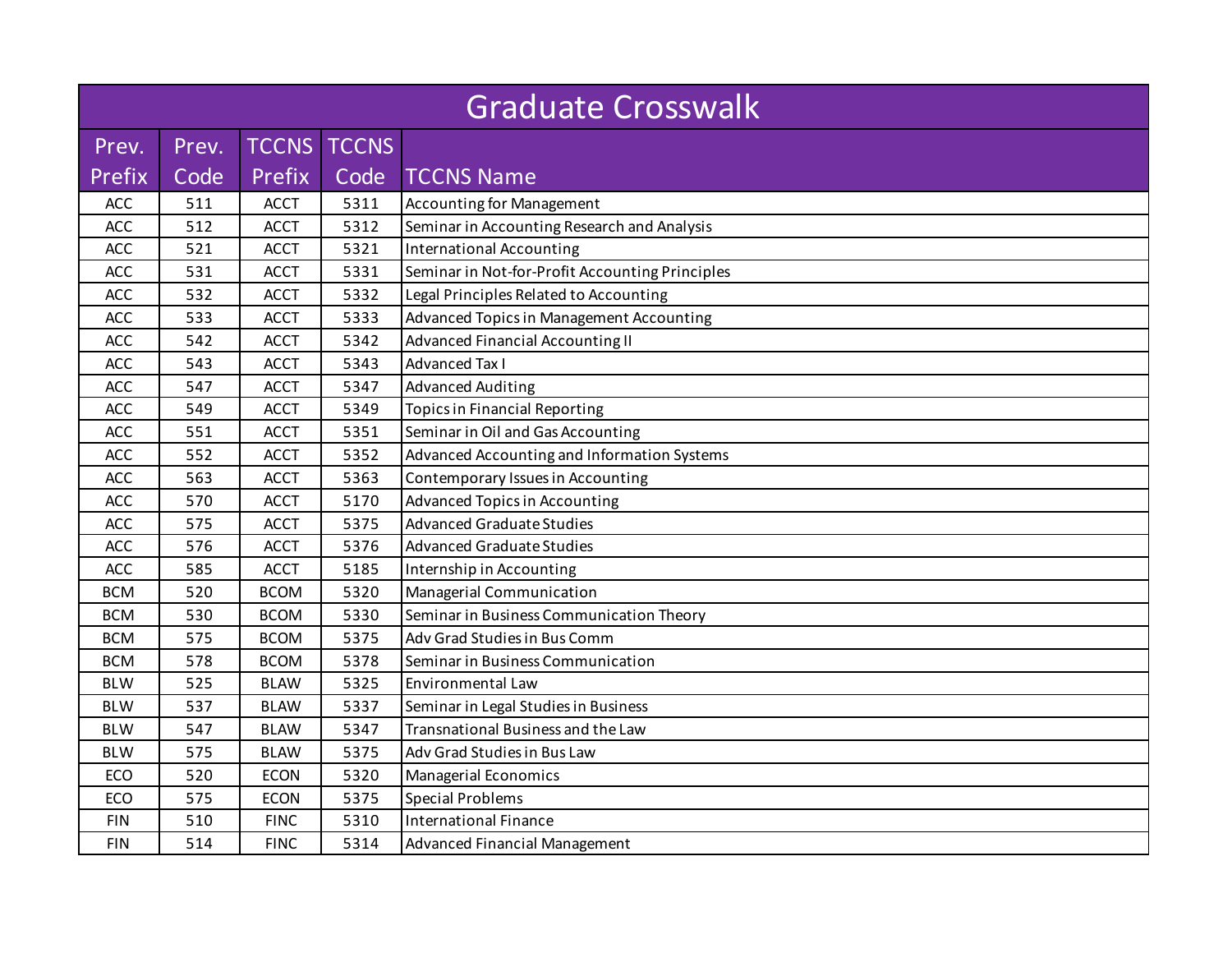| Graduate Crosswalk | | | | |
|---|---|---|---|---|
| Prev. Prefix | Prev. Code | TCCNS Prefix | TCCNS Code | TCCNS Name |
| ACC | 511 | ACCT | 5311 | Accounting for Management |
| ACC | 512 | ACCT | 5312 | Seminar in Accounting Research and Analysis |
| ACC | 521 | ACCT | 5321 | International Accounting |
| ACC | 531 | ACCT | 5331 | Seminar in Not-for-Profit Accounting Principles |
| ACC | 532 | ACCT | 5332 | Legal Principles Related to Accounting |
| ACC | 533 | ACCT | 5333 | Advanced Topics in Management Accounting |
| ACC | 542 | ACCT | 5342 | Advanced Financial Accounting II |
| ACC | 543 | ACCT | 5343 | Advanced Tax I |
| ACC | 547 | ACCT | 5347 | Advanced Auditing |
| ACC | 549 | ACCT | 5349 | Topics in Financial Reporting |
| ACC | 551 | ACCT | 5351 | Seminar in Oil and Gas Accounting |
| ACC | 552 | ACCT | 5352 | Advanced Accounting and Information Systems |
| ACC | 563 | ACCT | 5363 | Contemporary Issues in Accounting |
| ACC | 570 | ACCT | 5170 | Advanced Topics in Accounting |
| ACC | 575 | ACCT | 5375 | Advanced Graduate Studies |
| ACC | 576 | ACCT | 5376 | Advanced Graduate Studies |
| ACC | 585 | ACCT | 5185 | Internship in Accounting |
| BCM | 520 | BCOM | 5320 | Managerial Communication |
| BCM | 530 | BCOM | 5330 | Seminar in Business Communication Theory |
| BCM | 575 | BCOM | 5375 | Adv Grad Studies in Bus Comm |
| BCM | 578 | BCOM | 5378 | Seminar in Business Communication |
| BLW | 525 | BLAW | 5325 | Environmental Law |
| BLW | 537 | BLAW | 5337 | Seminar in Legal Studies in Business |
| BLW | 547 | BLAW | 5347 | Transnational Business and the Law |
| BLW | 575 | BLAW | 5375 | Adv Grad Studies in Bus Law |
| ECO | 520 | ECON | 5320 | Managerial Economics |
| ECO | 575 | ECON | 5375 | Special Problems |
| FIN | 510 | FINC | 5310 | International Finance |
| FIN | 514 | FINC | 5314 | Advanced Financial Management |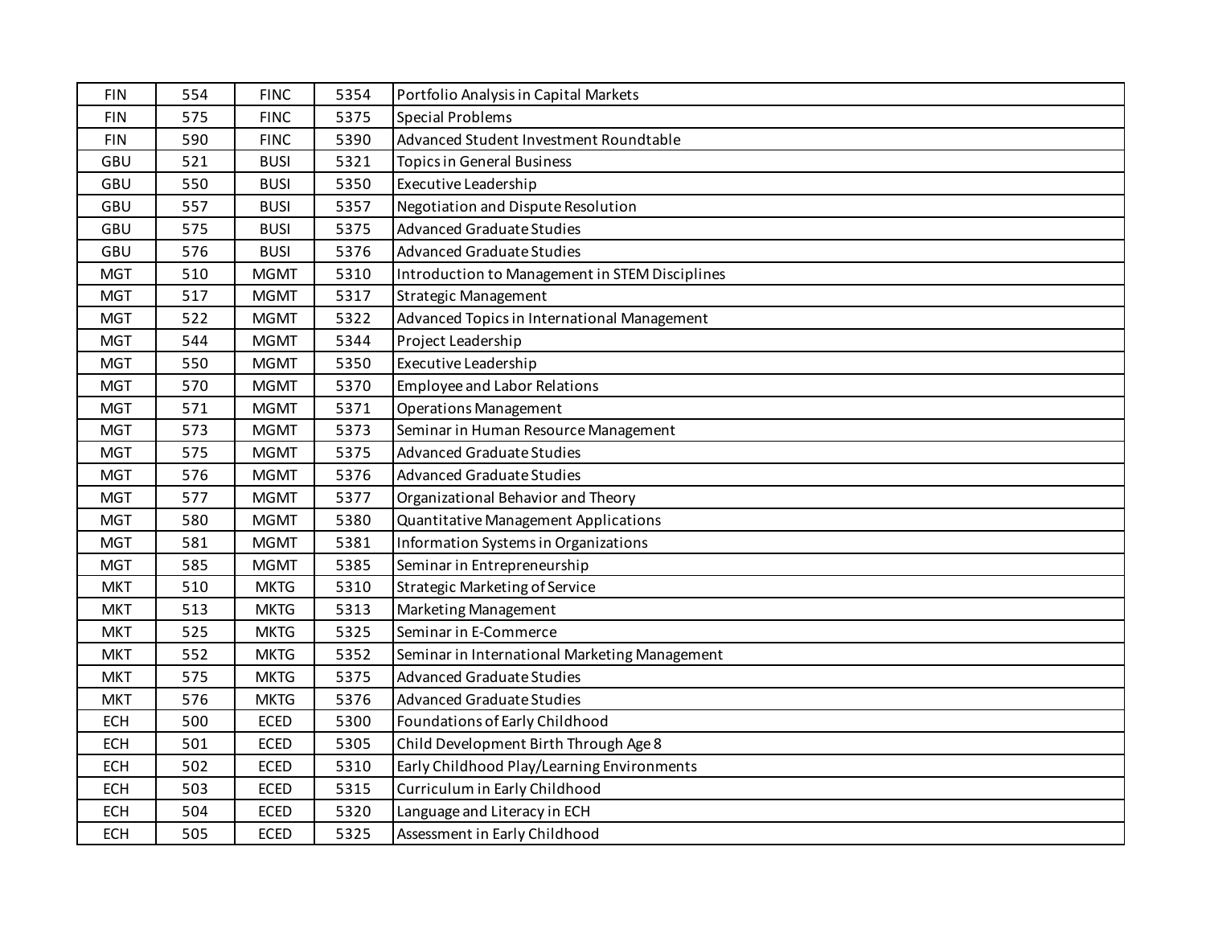| | | | | |
|---|---|---|---|---|
| FIN | 554 | FINC | 5354 | Portfolio Analysis in Capital Markets |
| FIN | 575 | FINC | 5375 | Special Problems |
| FIN | 590 | FINC | 5390 | Advanced Student Investment Roundtable |
| GBU | 521 | BUSI | 5321 | Topics in General Business |
| GBU | 550 | BUSI | 5350 | Executive Leadership |
| GBU | 557 | BUSI | 5357 | Negotiation and Dispute Resolution |
| GBU | 575 | BUSI | 5375 | Advanced Graduate Studies |
| GBU | 576 | BUSI | 5376 | Advanced Graduate Studies |
| MGT | 510 | MGMT | 5310 | Introduction to Management in STEM Disciplines |
| MGT | 517 | MGMT | 5317 | Strategic Management |
| MGT | 522 | MGMT | 5322 | Advanced Topics in International Management |
| MGT | 544 | MGMT | 5344 | Project Leadership |
| MGT | 550 | MGMT | 5350 | Executive Leadership |
| MGT | 570 | MGMT | 5370 | Employee and Labor Relations |
| MGT | 571 | MGMT | 5371 | Operations Management |
| MGT | 573 | MGMT | 5373 | Seminar in Human Resource Management |
| MGT | 575 | MGMT | 5375 | Advanced Graduate Studies |
| MGT | 576 | MGMT | 5376 | Advanced Graduate Studies |
| MGT | 577 | MGMT | 5377 | Organizational Behavior and Theory |
| MGT | 580 | MGMT | 5380 | Quantitative Management Applications |
| MGT | 581 | MGMT | 5381 | Information Systems in Organizations |
| MGT | 585 | MGMT | 5385 | Seminar in Entrepreneurship |
| MKT | 510 | MKTG | 5310 | Strategic Marketing of Service |
| MKT | 513 | MKTG | 5313 | Marketing Management |
| MKT | 525 | MKTG | 5325 | Seminar in E-Commerce |
| MKT | 552 | MKTG | 5352 | Seminar in International Marketing Management |
| MKT | 575 | MKTG | 5375 | Advanced Graduate Studies |
| MKT | 576 | MKTG | 5376 | Advanced Graduate Studies |
| ECH | 500 | ECED | 5300 | Foundations of Early Childhood |
| ECH | 501 | ECED | 5305 | Child Development Birth Through Age 8 |
| ECH | 502 | ECED | 5310 | Early Childhood Play/Learning Environments |
| ECH | 503 | ECED | 5315 | Curriculum in Early Childhood |
| ECH | 504 | ECED | 5320 | Language and Literacy in ECH |
| ECH | 505 | ECED | 5325 | Assessment in Early Childhood |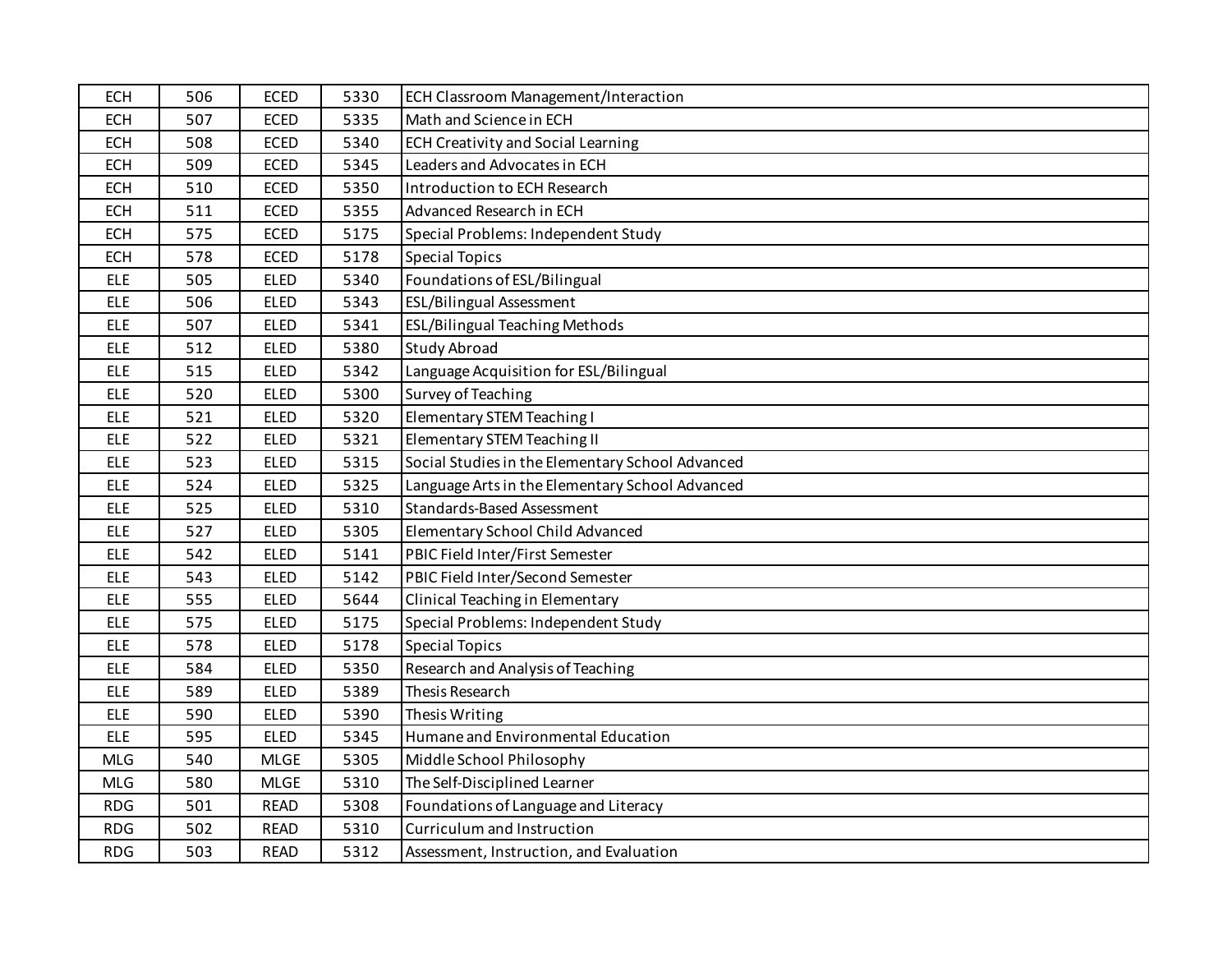| | | | | |
|---|---|---|---|---|
| ECH | 506 | ECED | 5330 | ECH Classroom Management/Interaction |
| ECH | 507 | ECED | 5335 | Math and Science in ECH |
| ECH | 508 | ECED | 5340 | ECH Creativity and Social Learning |
| ECH | 509 | ECED | 5345 | Leaders and Advocates in ECH |
| ECH | 510 | ECED | 5350 | Introduction to ECH Research |
| ECH | 511 | ECED | 5355 | Advanced Research in ECH |
| ECH | 575 | ECED | 5175 | Special Problems: Independent Study |
| ECH | 578 | ECED | 5178 | Special Topics |
| ELE | 505 | ELED | 5340 | Foundations of ESL/Bilingual |
| ELE | 506 | ELED | 5343 | ESL/Bilingual Assessment |
| ELE | 507 | ELED | 5341 | ESL/Bilingual Teaching Methods |
| ELE | 512 | ELED | 5380 | Study Abroad |
| ELE | 515 | ELED | 5342 | Language Acquisition for ESL/Bilingual |
| ELE | 520 | ELED | 5300 | Survey of Teaching |
| ELE | 521 | ELED | 5320 | Elementary STEM Teaching I |
| ELE | 522 | ELED | 5321 | Elementary STEM Teaching II |
| ELE | 523 | ELED | 5315 | Social Studies in the Elementary School Advanced |
| ELE | 524 | ELED | 5325 | Language Arts in the Elementary School Advanced |
| ELE | 525 | ELED | 5310 | Standards-Based Assessment |
| ELE | 527 | ELED | 5305 | Elementary School Child Advanced |
| ELE | 542 | ELED | 5141 | PBIC Field Inter/First Semester |
| ELE | 543 | ELED | 5142 | PBIC Field Inter/Second Semester |
| ELE | 555 | ELED | 5644 | Clinical Teaching in Elementary |
| ELE | 575 | ELED | 5175 | Special Problems: Independent Study |
| ELE | 578 | ELED | 5178 | Special Topics |
| ELE | 584 | ELED | 5350 | Research and Analysis of Teaching |
| ELE | 589 | ELED | 5389 | Thesis Research |
| ELE | 590 | ELED | 5390 | Thesis Writing |
| ELE | 595 | ELED | 5345 | Humane and Environmental Education |
| MLG | 540 | MLGE | 5305 | Middle School Philosophy |
| MLG | 580 | MLGE | 5310 | The Self-Disciplined Learner |
| RDG | 501 | READ | 5308 | Foundations of Language and Literacy |
| RDG | 502 | READ | 5310 | Curriculum and Instruction |
| RDG | 503 | READ | 5312 | Assessment, Instruction, and Evaluation |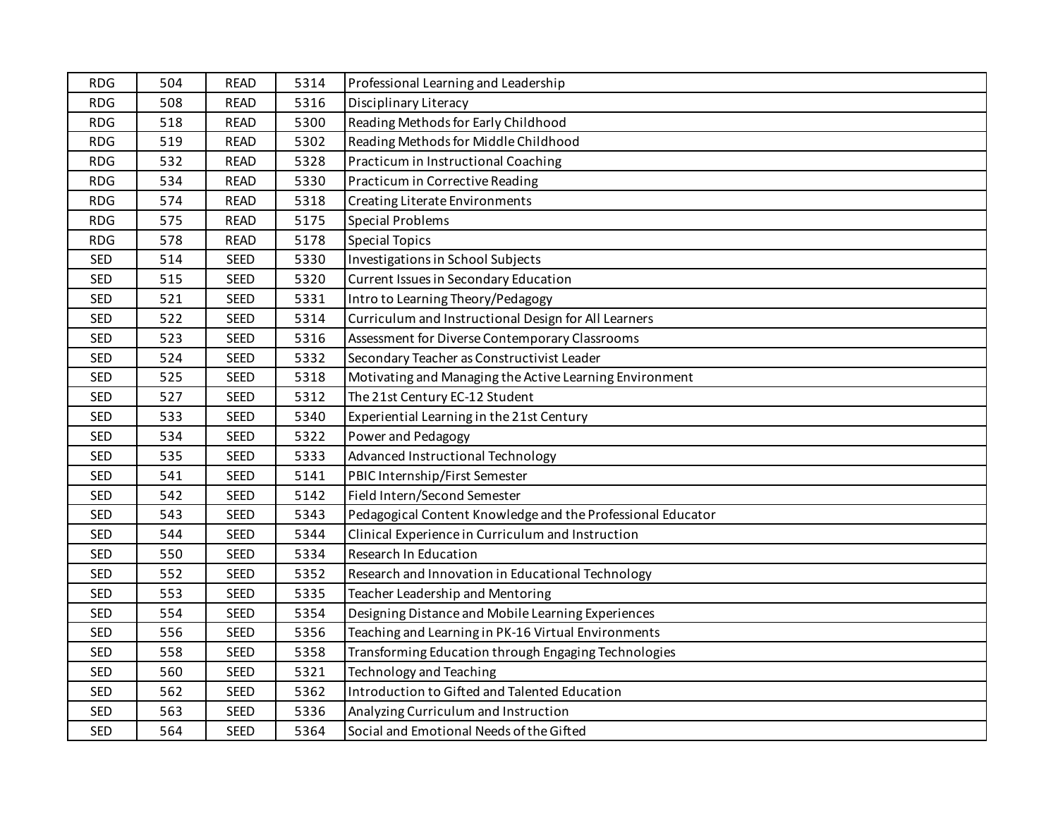| | | | | |
|---|---|---|---|---|
| RDG | 504 | READ | 5314 | Professional Learning and Leadership |
| RDG | 508 | READ | 5316 | Disciplinary Literacy |
| RDG | 518 | READ | 5300 | Reading Methods for Early Childhood |
| RDG | 519 | READ | 5302 | Reading Methods for Middle Childhood |
| RDG | 532 | READ | 5328 | Practicum in Instructional Coaching |
| RDG | 534 | READ | 5330 | Practicum in Corrective Reading |
| RDG | 574 | READ | 5318 | Creating Literate Environments |
| RDG | 575 | READ | 5175 | Special Problems |
| RDG | 578 | READ | 5178 | Special Topics |
| SED | 514 | SEED | 5330 | Investigations in School Subjects |
| SED | 515 | SEED | 5320 | Current Issues in Secondary Education |
| SED | 521 | SEED | 5331 | Intro to Learning Theory/Pedagogy |
| SED | 522 | SEED | 5314 | Curriculum and Instructional Design for All Learners |
| SED | 523 | SEED | 5316 | Assessment for Diverse Contemporary Classrooms |
| SED | 524 | SEED | 5332 | Secondary Teacher as Constructivist Leader |
| SED | 525 | SEED | 5318 | Motivating and Managing the Active Learning Environment |
| SED | 527 | SEED | 5312 | The 21st Century EC-12 Student |
| SED | 533 | SEED | 5340 | Experiential Learning in the 21st Century |
| SED | 534 | SEED | 5322 | Power and Pedagogy |
| SED | 535 | SEED | 5333 | Advanced Instructional Technology |
| SED | 541 | SEED | 5141 | PBIC Internship/First Semester |
| SED | 542 | SEED | 5142 | Field Intern/Second Semester |
| SED | 543 | SEED | 5343 | Pedagogical Content Knowledge and the Professional Educator |
| SED | 544 | SEED | 5344 | Clinical Experience in Curriculum and Instruction |
| SED | 550 | SEED | 5334 | Research In Education |
| SED | 552 | SEED | 5352 | Research and Innovation in Educational Technology |
| SED | 553 | SEED | 5335 | Teacher Leadership and Mentoring |
| SED | 554 | SEED | 5354 | Designing Distance and Mobile Learning Experiences |
| SED | 556 | SEED | 5356 | Teaching and Learning in PK-16 Virtual Environments |
| SED | 558 | SEED | 5358 | Transforming Education through Engaging Technologies |
| SED | 560 | SEED | 5321 | Technology and Teaching |
| SED | 562 | SEED | 5362 | Introduction to Gifted and Talented Education |
| SED | 563 | SEED | 5336 | Analyzing Curriculum and Instruction |
| SED | 564 | SEED | 5364 | Social and Emotional Needs of the Gifted |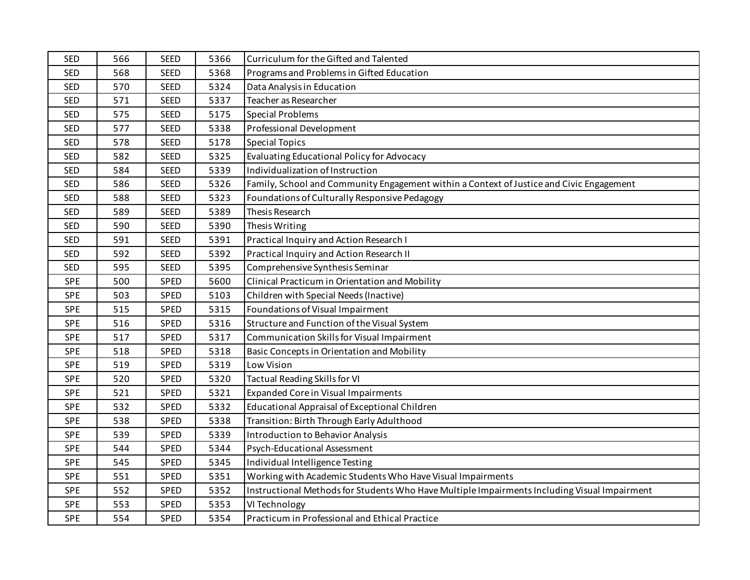| | | | | |
|---|---|---|---|---|
| SED | 566 | SEED | 5366 | Curriculum for the Gifted and Talented |
| SED | 568 | SEED | 5368 | Programs and Problems in Gifted Education |
| SED | 570 | SEED | 5324 | Data Analysis in Education |
| SED | 571 | SEED | 5337 | Teacher as Researcher |
| SED | 575 | SEED | 5175 | Special Problems |
| SED | 577 | SEED | 5338 | Professional Development |
| SED | 578 | SEED | 5178 | Special Topics |
| SED | 582 | SEED | 5325 | Evaluating Educational Policy for Advocacy |
| SED | 584 | SEED | 5339 | Individualization of Instruction |
| SED | 586 | SEED | 5326 | Family, School and Community Engagement within a Context of Justice and Civic Engagement |
| SED | 588 | SEED | 5323 | Foundations of Culturally Responsive Pedagogy |
| SED | 589 | SEED | 5389 | Thesis Research |
| SED | 590 | SEED | 5390 | Thesis Writing |
| SED | 591 | SEED | 5391 | Practical Inquiry and Action Research I |
| SED | 592 | SEED | 5392 | Practical Inquiry and Action Research II |
| SED | 595 | SEED | 5395 | Comprehensive Synthesis Seminar |
| SPE | 500 | SPED | 5600 | Clinical Practicum in Orientation and Mobility |
| SPE | 503 | SPED | 5103 | Children with Special Needs (Inactive) |
| SPE | 515 | SPED | 5315 | Foundations of Visual Impairment |
| SPE | 516 | SPED | 5316 | Structure and Function of the Visual System |
| SPE | 517 | SPED | 5317 | Communication Skills for Visual Impairment |
| SPE | 518 | SPED | 5318 | Basic Concepts in Orientation and Mobility |
| SPE | 519 | SPED | 5319 | Low Vision |
| SPE | 520 | SPED | 5320 | Tactual Reading Skills for VI |
| SPE | 521 | SPED | 5321 | Expanded Core in Visual Impairments |
| SPE | 532 | SPED | 5332 | Educational Appraisal of Exceptional Children |
| SPE | 538 | SPED | 5338 | Transition: Birth Through Early Adulthood |
| SPE | 539 | SPED | 5339 | Introduction to Behavior Analysis |
| SPE | 544 | SPED | 5344 | Psych-Educational Assessment |
| SPE | 545 | SPED | 5345 | Individual Intelligence Testing |
| SPE | 551 | SPED | 5351 | Working with Academic Students Who Have Visual Impairments |
| SPE | 552 | SPED | 5352 | Instructional Methods for Students Who Have Multiple Impairments Including Visual Impairment |
| SPE | 553 | SPED | 5353 | VI Technology |
| SPE | 554 | SPED | 5354 | Practicum in Professional and Ethical Practice |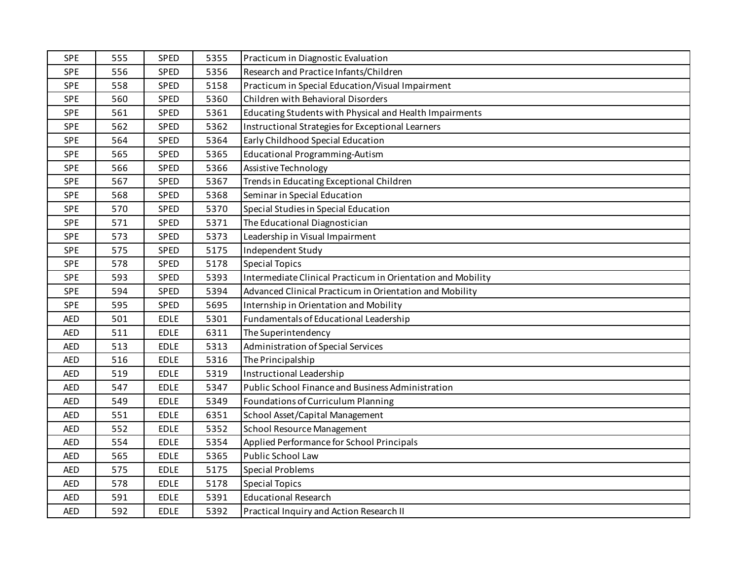| SPE | 555 | SPED | 5355 | Practicum in Diagnostic Evaluation |
|---|---|---|---|---|
| SPE | 556 | SPED | 5356 | Research and Practice Infants/Children |
| SPE | 558 | SPED | 5158 | Practicum in Special Education/Visual Impairment |
| SPE | 560 | SPED | 5360 | Children with Behavioral Disorders |
| SPE | 561 | SPED | 5361 | Educating Students with Physical and Health Impairments |
| SPE | 562 | SPED | 5362 | Instructional Strategies for Exceptional Learners |
| SPE | 564 | SPED | 5364 | Early Childhood Special Education |
| SPE | 565 | SPED | 5365 | Educational Programming-Autism |
| SPE | 566 | SPED | 5366 | Assistive Technology |
| SPE | 567 | SPED | 5367 | Trends in Educating Exceptional Children |
| SPE | 568 | SPED | 5368 | Seminar in Special Education |
| SPE | 570 | SPED | 5370 | Special Studies in Special Education |
| SPE | 571 | SPED | 5371 | The Educational Diagnostician |
| SPE | 573 | SPED | 5373 | Leadership in Visual Impairment |
| SPE | 575 | SPED | 5175 | Independent Study |
| SPE | 578 | SPED | 5178 | Special Topics |
| SPE | 593 | SPED | 5393 | Intermediate Clinical Practicum in Orientation and Mobility |
| SPE | 594 | SPED | 5394 | Advanced Clinical Practicum in Orientation and Mobility |
| SPE | 595 | SPED | 5695 | Internship in Orientation and Mobility |
| AED | 501 | EDLE | 5301 | Fundamentals of Educational Leadership |
| AED | 511 | EDLE | 6311 | The Superintendency |
| AED | 513 | EDLE | 5313 | Administration of Special Services |
| AED | 516 | EDLE | 5316 | The Principalship |
| AED | 519 | EDLE | 5319 | Instructional Leadership |
| AED | 547 | EDLE | 5347 | Public School Finance and Business Administration |
| AED | 549 | EDLE | 5349 | Foundations of Curriculum Planning |
| AED | 551 | EDLE | 6351 | School Asset/Capital Management |
| AED | 552 | EDLE | 5352 | School Resource Management |
| AED | 554 | EDLE | 5354 | Applied Performance for School Principals |
| AED | 565 | EDLE | 5365 | Public School Law |
| AED | 575 | EDLE | 5175 | Special Problems |
| AED | 578 | EDLE | 5178 | Special Topics |
| AED | 591 | EDLE | 5391 | Educational Research |
| AED | 592 | EDLE | 5392 | Practical Inquiry and Action Research II |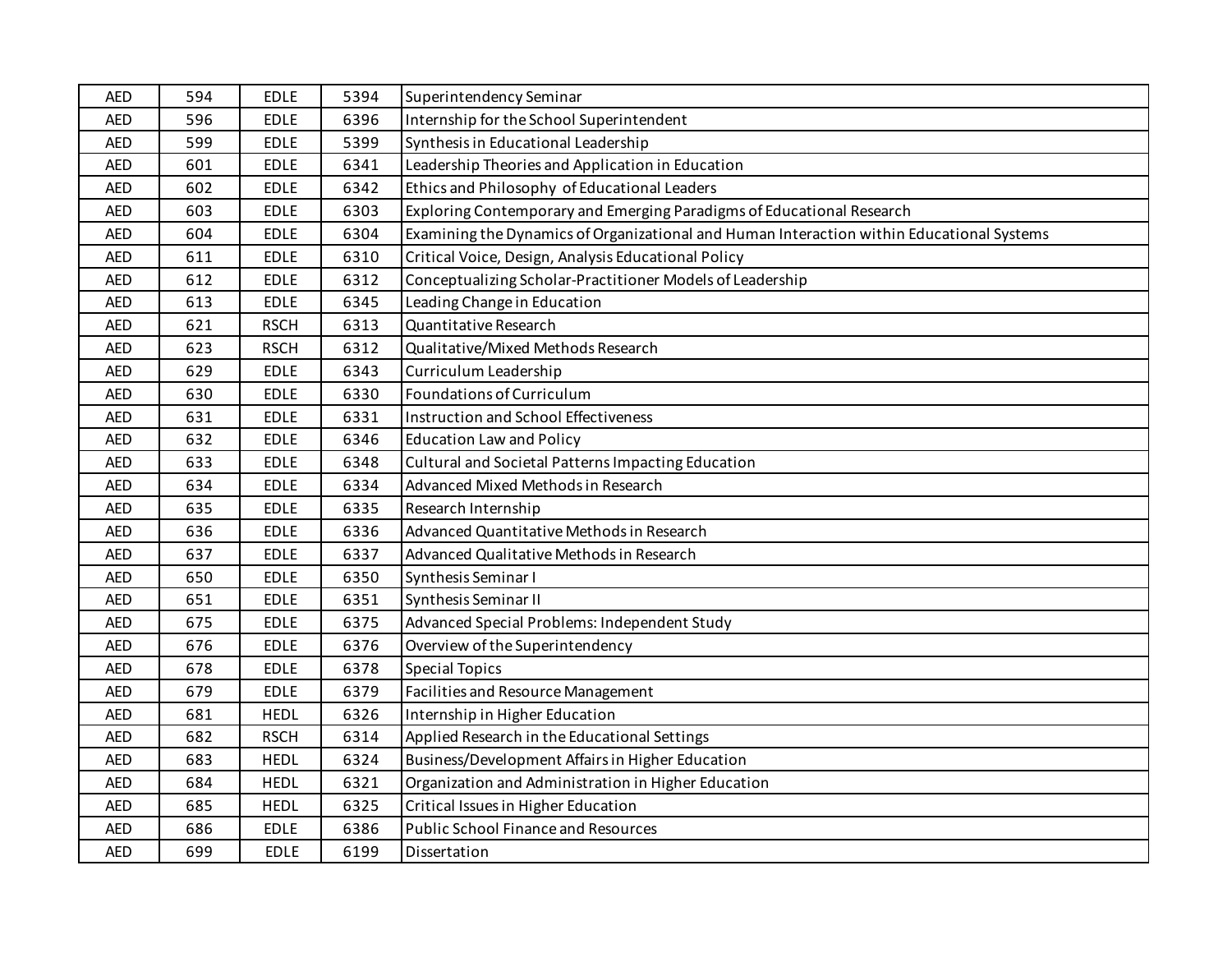| AED | 594 | EDLE | 5394 | Superintendency Seminar |
|---|---|---|---|---|
| AED | 596 | EDLE | 6396 | Internship for the School Superintendent |
| AED | 599 | EDLE | 5399 | Synthesis in Educational Leadership |
| AED | 601 | EDLE | 6341 | Leadership Theories and Application in Education |
| AED | 602 | EDLE | 6342 | Ethics and Philosophy of Educational Leaders |
| AED | 603 | EDLE | 6303 | Exploring Contemporary and Emerging Paradigms of Educational Research |
| AED | 604 | EDLE | 6304 | Examining the Dynamics of Organizational and Human Interaction within Educational Systems |
| AED | 611 | EDLE | 6310 | Critical Voice, Design, Analysis Educational Policy |
| AED | 612 | EDLE | 6312 | Conceptualizing Scholar-Practitioner Models of Leadership |
| AED | 613 | EDLE | 6345 | Leading Change in Education |
| AED | 621 | RSCH | 6313 | Quantitative Research |
| AED | 623 | RSCH | 6312 | Qualitative/Mixed Methods Research |
| AED | 629 | EDLE | 6343 | Curriculum Leadership |
| AED | 630 | EDLE | 6330 | Foundations of Curriculum |
| AED | 631 | EDLE | 6331 | Instruction and School Effectiveness |
| AED | 632 | EDLE | 6346 | Education Law and Policy |
| AED | 633 | EDLE | 6348 | Cultural and Societal Patterns Impacting Education |
| AED | 634 | EDLE | 6334 | Advanced Mixed Methods in Research |
| AED | 635 | EDLE | 6335 | Research Internship |
| AED | 636 | EDLE | 6336 | Advanced Quantitative Methods in Research |
| AED | 637 | EDLE | 6337 | Advanced Qualitative Methods in Research |
| AED | 650 | EDLE | 6350 | Synthesis Seminar I |
| AED | 651 | EDLE | 6351 | Synthesis Seminar II |
| AED | 675 | EDLE | 6375 | Advanced Special Problems: Independent Study |
| AED | 676 | EDLE | 6376 | Overview of the Superintendency |
| AED | 678 | EDLE | 6378 | Special Topics |
| AED | 679 | EDLE | 6379 | Facilities and Resource Management |
| AED | 681 | HEDL | 6326 | Internship in Higher Education |
| AED | 682 | RSCH | 6314 | Applied Research in the Educational Settings |
| AED | 683 | HEDL | 6324 | Business/Development Affairs in Higher Education |
| AED | 684 | HEDL | 6321 | Organization and Administration in Higher Education |
| AED | 685 | HEDL | 6325 | Critical Issues in Higher Education |
| AED | 686 | EDLE | 6386 | Public School Finance and Resources |
| AED | 699 | EDLE | 6199 | Dissertation |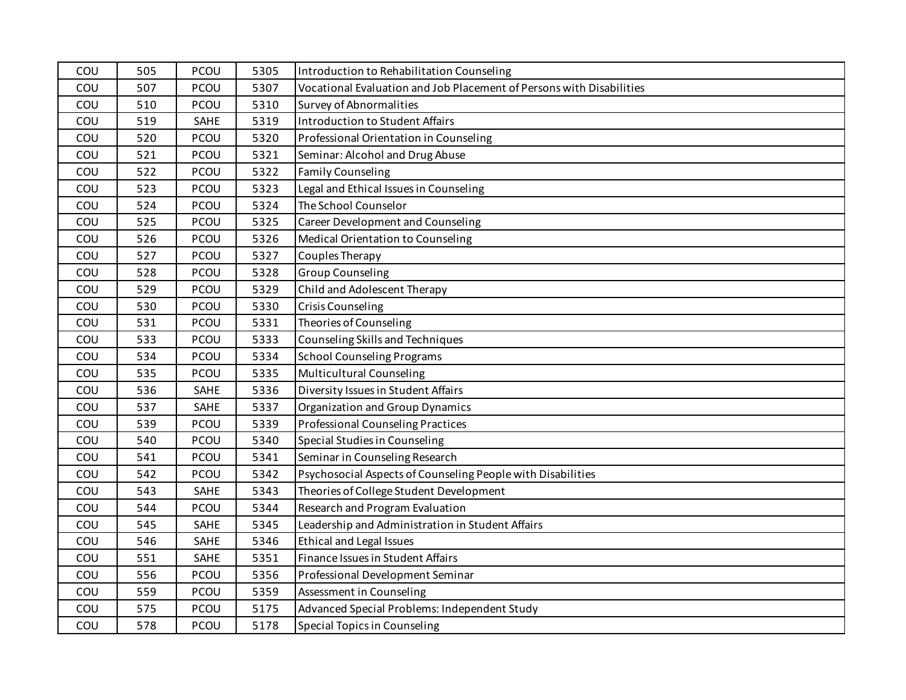| | | | | |
|---|---|---|---|---|
| COU | 505 | PCOU | 5305 | Introduction to Rehabilitation Counseling |
| COU | 507 | PCOU | 5307 | Vocational Evaluation and Job Placement of Persons with Disabilities |
| COU | 510 | PCOU | 5310 | Survey of Abnormalities |
| COU | 519 | SAHE | 5319 | Introduction to Student Affairs |
| COU | 520 | PCOU | 5320 | Professional Orientation in Counseling |
| COU | 521 | PCOU | 5321 | Seminar: Alcohol and Drug Abuse |
| COU | 522 | PCOU | 5322 | Family Counseling |
| COU | 523 | PCOU | 5323 | Legal and Ethical Issues in Counseling |
| COU | 524 | PCOU | 5324 | The School Counselor |
| COU | 525 | PCOU | 5325 | Career Development and Counseling |
| COU | 526 | PCOU | 5326 | Medical Orientation to Counseling |
| COU | 527 | PCOU | 5327 | Couples Therapy |
| COU | 528 | PCOU | 5328 | Group Counseling |
| COU | 529 | PCOU | 5329 | Child and Adolescent Therapy |
| COU | 530 | PCOU | 5330 | Crisis Counseling |
| COU | 531 | PCOU | 5331 | Theories of Counseling |
| COU | 533 | PCOU | 5333 | Counseling Skills and Techniques |
| COU | 534 | PCOU | 5334 | School Counseling Programs |
| COU | 535 | PCOU | 5335 | Multicultural Counseling |
| COU | 536 | SAHE | 5336 | Diversity Issues in Student Affairs |
| COU | 537 | SAHE | 5337 | Organization and Group Dynamics |
| COU | 539 | PCOU | 5339 | Professional Counseling Practices |
| COU | 540 | PCOU | 5340 | Special Studies in Counseling |
| COU | 541 | PCOU | 5341 | Seminar in Counseling Research |
| COU | 542 | PCOU | 5342 | Psychosocial Aspects of Counseling People with Disabilities |
| COU | 543 | SAHE | 5343 | Theories of College Student Development |
| COU | 544 | PCOU | 5344 | Research and Program Evaluation |
| COU | 545 | SAHE | 5345 | Leadership and Administration in Student Affairs |
| COU | 546 | SAHE | 5346 | Ethical and Legal Issues |
| COU | 551 | SAHE | 5351 | Finance Issues in Student Affairs |
| COU | 556 | PCOU | 5356 | Professional Development Seminar |
| COU | 559 | PCOU | 5359 | Assessment in Counseling |
| COU | 575 | PCOU | 5175 | Advanced Special Problems: Independent Study |
| COU | 578 | PCOU | 5178 | Special Topics in Counseling |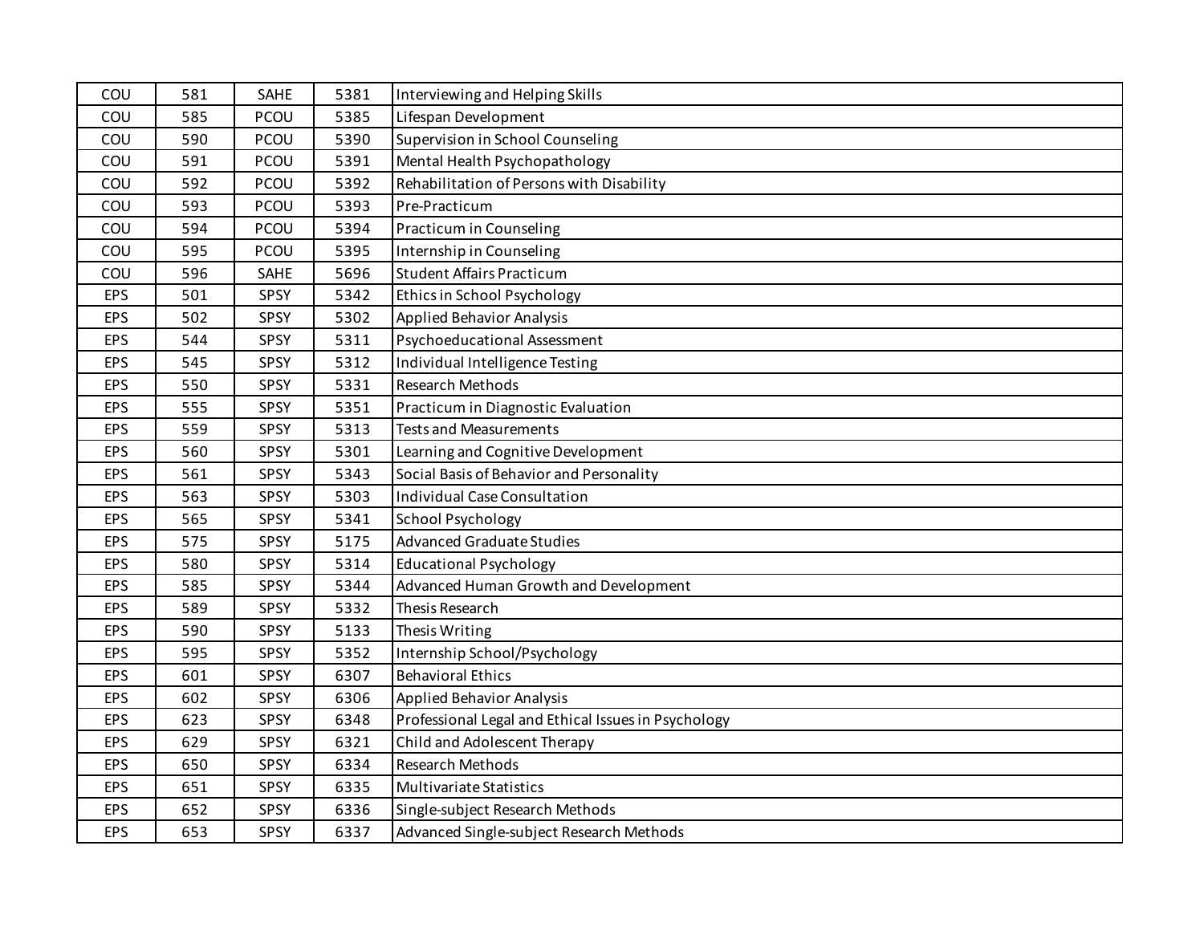| COU | 581 | SAHE | 5381 | Interviewing and Helping Skills |
|---|---|---|---|---|
| COU | 585 | PCOU | 5385 | Lifespan Development |
| COU | 590 | PCOU | 5390 | Supervision in School Counseling |
| COU | 591 | PCOU | 5391 | Mental Health Psychopathology |
| COU | 592 | PCOU | 5392 | Rehabilitation of Persons with Disability |
| COU | 593 | PCOU | 5393 | Pre-Practicum |
| COU | 594 | PCOU | 5394 | Practicum in Counseling |
| COU | 595 | PCOU | 5395 | Internship in Counseling |
| COU | 596 | SAHE | 5696 | Student Affairs Practicum |
| EPS | 501 | SPSY | 5342 | Ethics in School Psychology |
| EPS | 502 | SPSY | 5302 | Applied Behavior Analysis |
| EPS | 544 | SPSY | 5311 | Psychoeducational Assessment |
| EPS | 545 | SPSY | 5312 | Individual Intelligence Testing |
| EPS | 550 | SPSY | 5331 | Research Methods |
| EPS | 555 | SPSY | 5351 | Practicum in Diagnostic Evaluation |
| EPS | 559 | SPSY | 5313 | Tests and Measurements |
| EPS | 560 | SPSY | 5301 | Learning and Cognitive Development |
| EPS | 561 | SPSY | 5343 | Social Basis of Behavior and Personality |
| EPS | 563 | SPSY | 5303 | Individual Case Consultation |
| EPS | 565 | SPSY | 5341 | School Psychology |
| EPS | 575 | SPSY | 5175 | Advanced Graduate Studies |
| EPS | 580 | SPSY | 5314 | Educational Psychology |
| EPS | 585 | SPSY | 5344 | Advanced Human Growth and Development |
| EPS | 589 | SPSY | 5332 | Thesis Research |
| EPS | 590 | SPSY | 5133 | Thesis Writing |
| EPS | 595 | SPSY | 5352 | Internship School/Psychology |
| EPS | 601 | SPSY | 6307 | Behavioral Ethics |
| EPS | 602 | SPSY | 6306 | Applied Behavior Analysis |
| EPS | 623 | SPSY | 6348 | Professional Legal and Ethical Issues in Psychology |
| EPS | 629 | SPSY | 6321 | Child and Adolescent Therapy |
| EPS | 650 | SPSY | 6334 | Research Methods |
| EPS | 651 | SPSY | 6335 | Multivariate Statistics |
| EPS | 652 | SPSY | 6336 | Single-subject Research Methods |
| EPS | 653 | SPSY | 6337 | Advanced Single-subject Research Methods |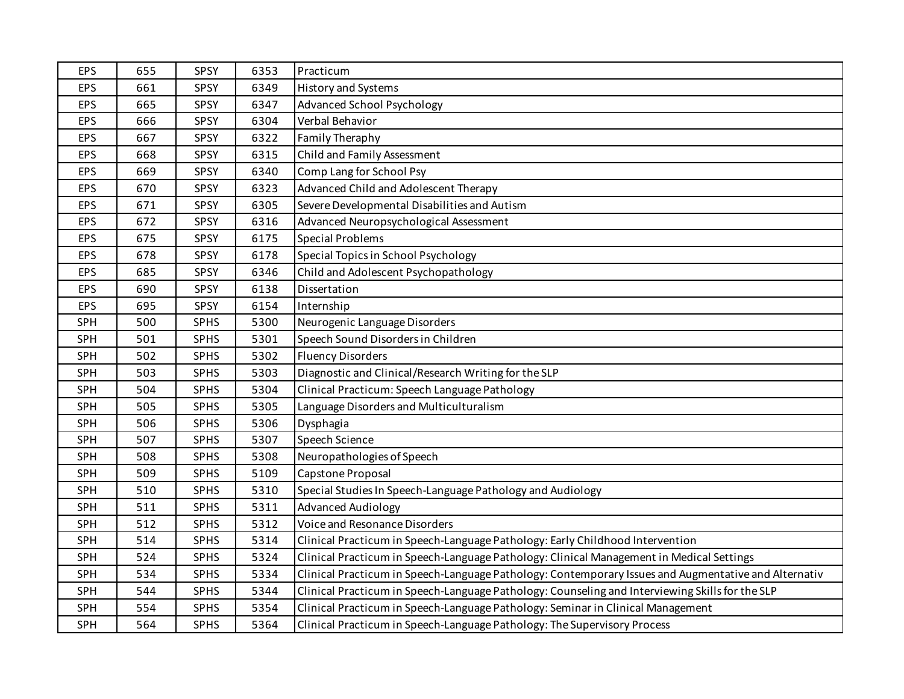| EPS | 655 | SPSY | 6353 | Practicum |
|---|---|---|---|---|
| EPS | 661 | SPSY | 6349 | History and Systems |
| EPS | 665 | SPSY | 6347 | Advanced School Psychology |
| EPS | 666 | SPSY | 6304 | Verbal Behavior |
| EPS | 667 | SPSY | 6322 | Family Theraphy |
| EPS | 668 | SPSY | 6315 | Child and Family Assessment |
| EPS | 669 | SPSY | 6340 | Comp Lang for School Psy |
| EPS | 670 | SPSY | 6323 | Advanced Child and Adolescent Therapy |
| EPS | 671 | SPSY | 6305 | Severe Developmental Disabilities and Autism |
| EPS | 672 | SPSY | 6316 | Advanced Neuropsychological Assessment |
| EPS | 675 | SPSY | 6175 | Special Problems |
| EPS | 678 | SPSY | 6178 | Special Topics in School Psychology |
| EPS | 685 | SPSY | 6346 | Child and Adolescent Psychopathology |
| EPS | 690 | SPSY | 6138 | Dissertation |
| EPS | 695 | SPSY | 6154 | Internship |
| SPH | 500 | SPHS | 5300 | Neurogenic Language Disorders |
| SPH | 501 | SPHS | 5301 | Speech Sound Disorders in Children |
| SPH | 502 | SPHS | 5302 | Fluency Disorders |
| SPH | 503 | SPHS | 5303 | Diagnostic and Clinical/Research Writing for the SLP |
| SPH | 504 | SPHS | 5304 | Clinical Practicum: Speech Language Pathology |
| SPH | 505 | SPHS | 5305 | Language Disorders and Multiculturalism |
| SPH | 506 | SPHS | 5306 | Dysphagia |
| SPH | 507 | SPHS | 5307 | Speech Science |
| SPH | 508 | SPHS | 5308 | Neuropathologies of Speech |
| SPH | 509 | SPHS | 5109 | Capstone Proposal |
| SPH | 510 | SPHS | 5310 | Special Studies In Speech-Language Pathology and Audiology |
| SPH | 511 | SPHS | 5311 | Advanced Audiology |
| SPH | 512 | SPHS | 5312 | Voice and Resonance Disorders |
| SPH | 514 | SPHS | 5314 | Clinical Practicum in Speech-Language Pathology: Early Childhood Intervention |
| SPH | 524 | SPHS | 5324 | Clinical Practicum in Speech-Language Pathology: Clinical Management in Medical Settings |
| SPH | 534 | SPHS | 5334 | Clinical Practicum in Speech-Language Pathology: Contemporary Issues and Augmentative and Alternativ |
| SPH | 544 | SPHS | 5344 | Clinical Practicum in Speech-Language Pathology: Counseling and Interviewing Skills for the SLP |
| SPH | 554 | SPHS | 5354 | Clinical Practicum in Speech-Language Pathology: Seminar in Clinical Management |
| SPH | 564 | SPHS | 5364 | Clinical Practicum in Speech-Language Pathology: The Supervisory Process |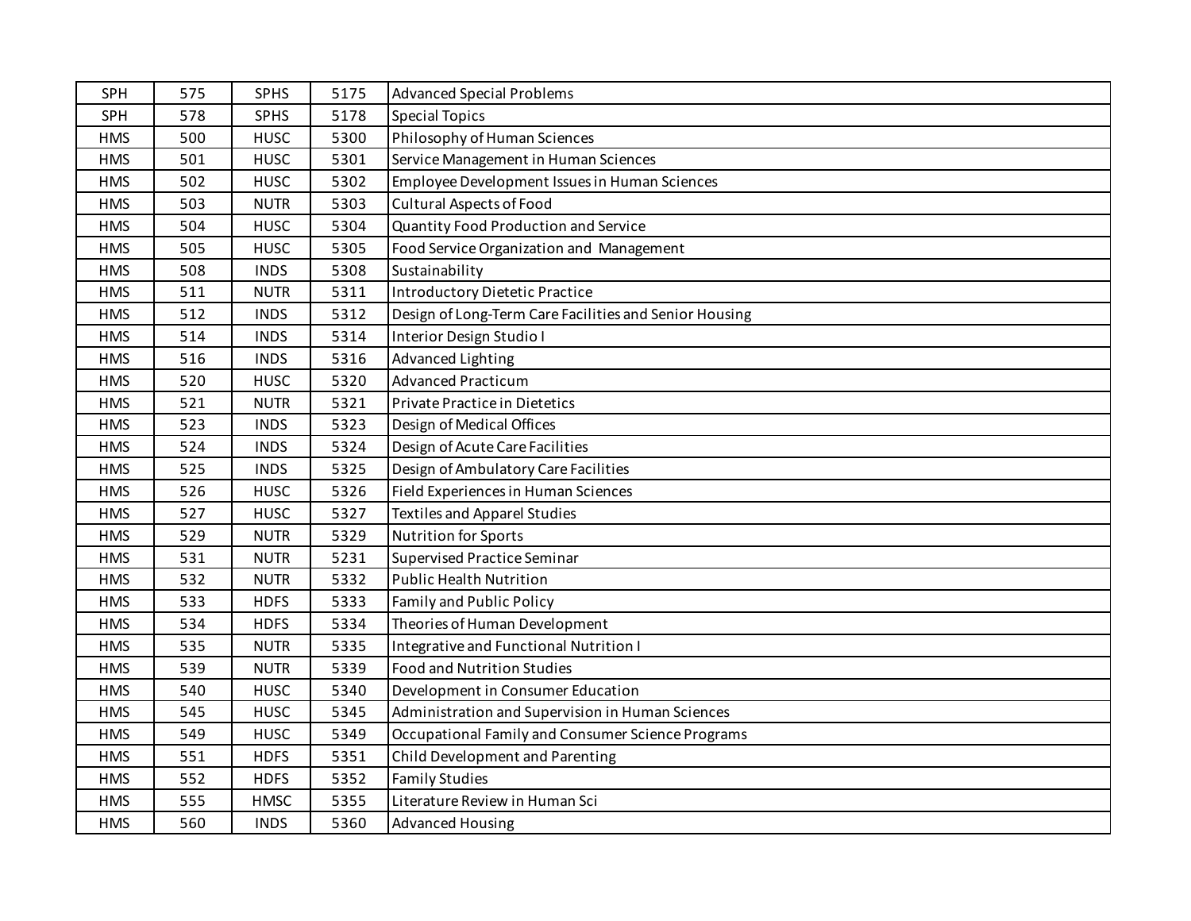| | | | | |
|---|---|---|---|---|
| SPH | 575 | SPHS | 5175 | Advanced Special Problems |
| SPH | 578 | SPHS | 5178 | Special Topics |
| HMS | 500 | HUSC | 5300 | Philosophy of Human Sciences |
| HMS | 501 | HUSC | 5301 | Service Management in Human Sciences |
| HMS | 502 | HUSC | 5302 | Employee Development Issues in Human Sciences |
| HMS | 503 | NUTR | 5303 | Cultural Aspects of Food |
| HMS | 504 | HUSC | 5304 | Quantity Food Production and Service |
| HMS | 505 | HUSC | 5305 | Food Service Organization and Management |
| HMS | 508 | INDS | 5308 | Sustainability |
| HMS | 511 | NUTR | 5311 | Introductory Dietetic Practice |
| HMS | 512 | INDS | 5312 | Design of Long-Term Care Facilities and Senior Housing |
| HMS | 514 | INDS | 5314 | Interior Design Studio I |
| HMS | 516 | INDS | 5316 | Advanced Lighting |
| HMS | 520 | HUSC | 5320 | Advanced Practicum |
| HMS | 521 | NUTR | 5321 | Private Practice in Dietetics |
| HMS | 523 | INDS | 5323 | Design of Medical Offices |
| HMS | 524 | INDS | 5324 | Design of Acute Care Facilities |
| HMS | 525 | INDS | 5325 | Design of Ambulatory Care Facilities |
| HMS | 526 | HUSC | 5326 | Field Experiences in Human Sciences |
| HMS | 527 | HUSC | 5327 | Textiles and Apparel Studies |
| HMS | 529 | NUTR | 5329 | Nutrition for Sports |
| HMS | 531 | NUTR | 5231 | Supervised Practice Seminar |
| HMS | 532 | NUTR | 5332 | Public Health Nutrition |
| HMS | 533 | HDFS | 5333 | Family and Public Policy |
| HMS | 534 | HDFS | 5334 | Theories of Human Development |
| HMS | 535 | NUTR | 5335 | Integrative and Functional Nutrition I |
| HMS | 539 | NUTR | 5339 | Food and Nutrition Studies |
| HMS | 540 | HUSC | 5340 | Development in Consumer Education |
| HMS | 545 | HUSC | 5345 | Administration and Supervision in Human Sciences |
| HMS | 549 | HUSC | 5349 | Occupational Family and Consumer Science Programs |
| HMS | 551 | HDFS | 5351 | Child Development and Parenting |
| HMS | 552 | HDFS | 5352 | Family Studies |
| HMS | 555 | HMSC | 5355 | Literature Review in Human Sci |
| HMS | 560 | INDS | 5360 | Advanced Housing |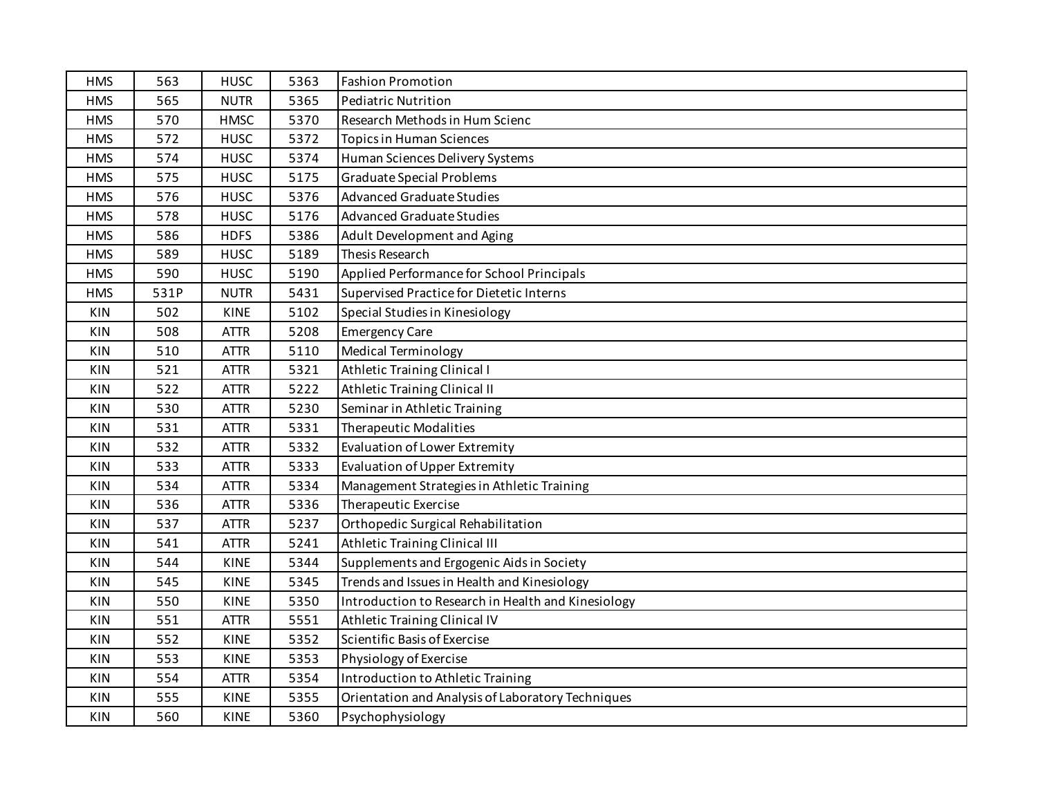| | | | | |
|---|---|---|---|---|
| HMS | 563 | HUSC | 5363 | Fashion Promotion |
| HMS | 565 | NUTR | 5365 | Pediatric Nutrition |
| HMS | 570 | HMSC | 5370 | Research Methods in Hum Scienc |
| HMS | 572 | HUSC | 5372 | Topics in Human Sciences |
| HMS | 574 | HUSC | 5374 | Human Sciences Delivery Systems |
| HMS | 575 | HUSC | 5175 | Graduate Special Problems |
| HMS | 576 | HUSC | 5376 | Advanced Graduate Studies |
| HMS | 578 | HUSC | 5176 | Advanced Graduate Studies |
| HMS | 586 | HDFS | 5386 | Adult Development and Aging |
| HMS | 589 | HUSC | 5189 | Thesis Research |
| HMS | 590 | HUSC | 5190 | Applied Performance for School Principals |
| HMS | 531P | NUTR | 5431 | Supervised Practice for Dietetic Interns |
| KIN | 502 | KINE | 5102 | Special Studies in Kinesiology |
| KIN | 508 | ATTR | 5208 | Emergency Care |
| KIN | 510 | ATTR | 5110 | Medical Terminology |
| KIN | 521 | ATTR | 5321 | Athletic Training Clinical I |
| KIN | 522 | ATTR | 5222 | Athletic Training Clinical II |
| KIN | 530 | ATTR | 5230 | Seminar in Athletic Training |
| KIN | 531 | ATTR | 5331 | Therapeutic Modalities |
| KIN | 532 | ATTR | 5332 | Evaluation of Lower Extremity |
| KIN | 533 | ATTR | 5333 | Evaluation of Upper Extremity |
| KIN | 534 | ATTR | 5334 | Management Strategies in Athletic Training |
| KIN | 536 | ATTR | 5336 | Therapeutic Exercise |
| KIN | 537 | ATTR | 5237 | Orthopedic Surgical Rehabilitation |
| KIN | 541 | ATTR | 5241 | Athletic Training Clinical III |
| KIN | 544 | KINE | 5344 | Supplements and Ergogenic Aids in Society |
| KIN | 545 | KINE | 5345 | Trends and Issues in Health and Kinesiology |
| KIN | 550 | KINE | 5350 | Introduction to Research in Health and Kinesiology |
| KIN | 551 | ATTR | 5551 | Athletic Training Clinical IV |
| KIN | 552 | KINE | 5352 | Scientific Basis of Exercise |
| KIN | 553 | KINE | 5353 | Physiology of Exercise |
| KIN | 554 | ATTR | 5354 | Introduction to Athletic Training |
| KIN | 555 | KINE | 5355 | Orientation and Analysis of Laboratory Techniques |
| KIN | 560 | KINE | 5360 | Psychophysiology |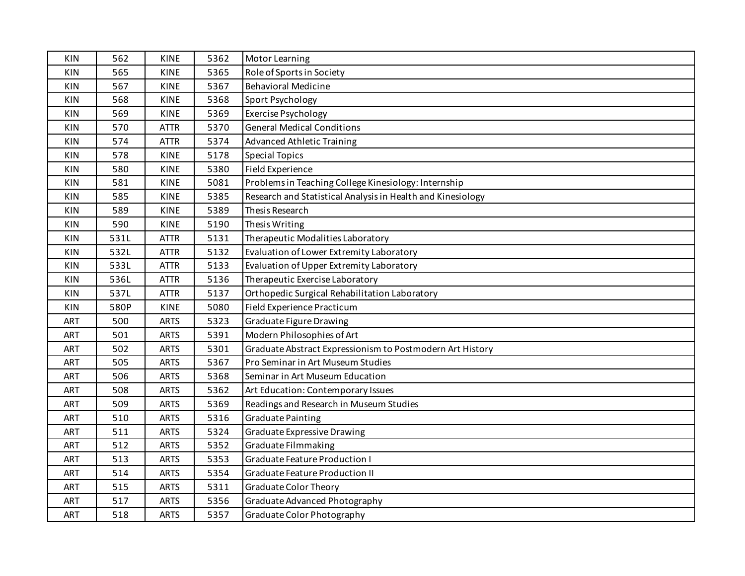| KIN | 562 | KINE | 5362 | Motor Learning |
|---|---|---|---|---|
| KIN | 565 | KINE | 5365 | Role of Sports in Society |
| KIN | 567 | KINE | 5367 | Behavioral Medicine |
| KIN | 568 | KINE | 5368 | Sport Psychology |
| KIN | 569 | KINE | 5369 | Exercise Psychology |
| KIN | 570 | ATTR | 5370 | General Medical Conditions |
| KIN | 574 | ATTR | 5374 | Advanced Athletic Training |
| KIN | 578 | KINE | 5178 | Special Topics |
| KIN | 580 | KINE | 5380 | Field Experience |
| KIN | 581 | KINE | 5081 | Problems in Teaching College Kinesiology: Internship |
| KIN | 585 | KINE | 5385 | Research and Statistical Analysis in Health and Kinesiology |
| KIN | 589 | KINE | 5389 | Thesis Research |
| KIN | 590 | KINE | 5190 | Thesis Writing |
| KIN | 531L | ATTR | 5131 | Therapeutic Modalities Laboratory |
| KIN | 532L | ATTR | 5132 | Evaluation of Lower Extremity Laboratory |
| KIN | 533L | ATTR | 5133 | Evaluation of Upper Extremity Laboratory |
| KIN | 536L | ATTR | 5136 | Therapeutic Exercise Laboratory |
| KIN | 537L | ATTR | 5137 | Orthopedic Surgical Rehabilitation Laboratory |
| KIN | 580P | KINE | 5080 | Field Experience Practicum |
| ART | 500 | ARTS | 5323 | Graduate Figure Drawing |
| ART | 501 | ARTS | 5391 | Modern Philosophies of Art |
| ART | 502 | ARTS | 5301 | Graduate Abstract Expressionism to Postmodern Art History |
| ART | 505 | ARTS | 5367 | Pro Seminar in Art Museum Studies |
| ART | 506 | ARTS | 5368 | Seminar in Art Museum Education |
| ART | 508 | ARTS | 5362 | Art Education: Contemporary Issues |
| ART | 509 | ARTS | 5369 | Readings and Research in Museum Studies |
| ART | 510 | ARTS | 5316 | Graduate Painting |
| ART | 511 | ARTS | 5324 | Graduate Expressive Drawing |
| ART | 512 | ARTS | 5352 | Graduate Filmmaking |
| ART | 513 | ARTS | 5353 | Graduate Feature Production I |
| ART | 514 | ARTS | 5354 | Graduate Feature Production II |
| ART | 515 | ARTS | 5311 | Graduate Color Theory |
| ART | 517 | ARTS | 5356 | Graduate Advanced Photography |
| ART | 518 | ARTS | 5357 | Graduate Color Photography |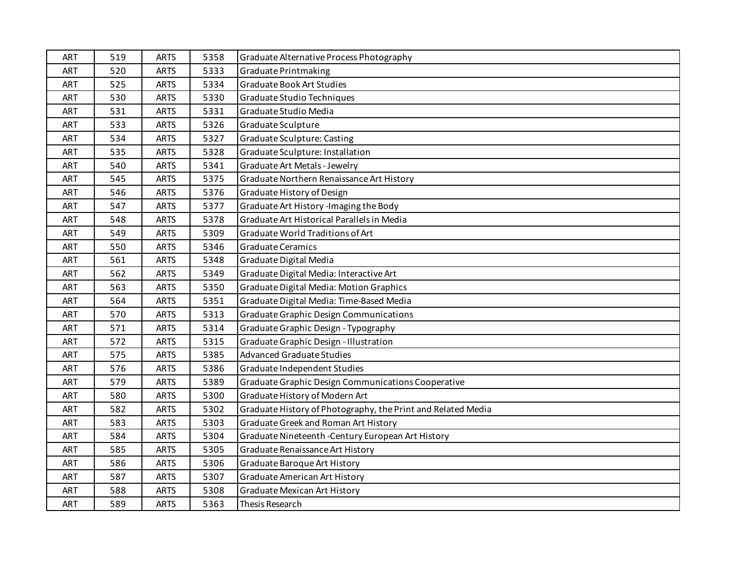| | | | | |
|---|---|---|---|---|
| ART | 519 | ARTS | 5358 | Graduate Alternative Process Photography |
| ART | 520 | ARTS | 5333 | Graduate Printmaking |
| ART | 525 | ARTS | 5334 | Graduate Book Art Studies |
| ART | 530 | ARTS | 5330 | Graduate Studio Techniques |
| ART | 531 | ARTS | 5331 | Graduate Studio Media |
| ART | 533 | ARTS | 5326 | Graduate Sculpture |
| ART | 534 | ARTS | 5327 | Graduate Sculpture: Casting |
| ART | 535 | ARTS | 5328 | Graduate Sculpture: Installation |
| ART | 540 | ARTS | 5341 | Graduate Art Metals - Jewelry |
| ART | 545 | ARTS | 5375 | Graduate Northern Renaissance Art History |
| ART | 546 | ARTS | 5376 | Graduate History of Design |
| ART | 547 | ARTS | 5377 | Graduate Art History -Imaging the Body |
| ART | 548 | ARTS | 5378 | Graduate Art Historical Parallels in Media |
| ART | 549 | ARTS | 5309 | Graduate World Traditions of Art |
| ART | 550 | ARTS | 5346 | Graduate Ceramics |
| ART | 561 | ARTS | 5348 | Graduate Digital Media |
| ART | 562 | ARTS | 5349 | Graduate Digital Media: Interactive Art |
| ART | 563 | ARTS | 5350 | Graduate Digital Media: Motion Graphics |
| ART | 564 | ARTS | 5351 | Graduate Digital Media: Time-Based Media |
| ART | 570 | ARTS | 5313 | Graduate Graphic Design Communications |
| ART | 571 | ARTS | 5314 | Graduate Graphic Design - Typography |
| ART | 572 | ARTS | 5315 | Graduate Graphic Design - Illustration |
| ART | 575 | ARTS | 5385 | Advanced Graduate Studies |
| ART | 576 | ARTS | 5386 | Graduate Independent Studies |
| ART | 579 | ARTS | 5389 | Graduate Graphic Design Communications Cooperative |
| ART | 580 | ARTS | 5300 | Graduate History of Modern Art |
| ART | 582 | ARTS | 5302 | Graduate History of Photography, the Print and Related Media |
| ART | 583 | ARTS | 5303 | Graduate Greek and Roman Art History |
| ART | 584 | ARTS | 5304 | Graduate Nineteenth -Century European Art History |
| ART | 585 | ARTS | 5305 | Graduate Renaissance Art History |
| ART | 586 | ARTS | 5306 | Graduate Baroque Art History |
| ART | 587 | ARTS | 5307 | Graduate American Art History |
| ART | 588 | ARTS | 5308 | Graduate Mexican Art History |
| ART | 589 | ARTS | 5363 | Thesis Research |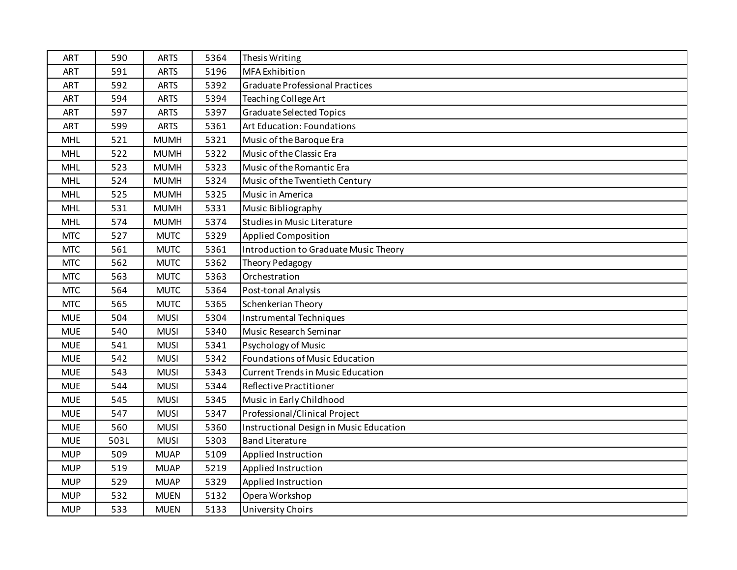| | | | | |
|---|---|---|---|---|
| ART | 590 | ARTS | 5364 | Thesis Writing |
| ART | 591 | ARTS | 5196 | MFA Exhibition |
| ART | 592 | ARTS | 5392 | Graduate Professional Practices |
| ART | 594 | ARTS | 5394 | Teaching College Art |
| ART | 597 | ARTS | 5397 | Graduate Selected Topics |
| ART | 599 | ARTS | 5361 | Art Education: Foundations |
| MHL | 521 | MUMH | 5321 | Music of the Baroque Era |
| MHL | 522 | MUMH | 5322 | Music of the Classic Era |
| MHL | 523 | MUMH | 5323 | Music of the Romantic Era |
| MHL | 524 | MUMH | 5324 | Music of the Twentieth Century |
| MHL | 525 | MUMH | 5325 | Music in America |
| MHL | 531 | MUMH | 5331 | Music Bibliography |
| MHL | 574 | MUMH | 5374 | Studies in Music Literature |
| MTC | 527 | MUTC | 5329 | Applied Composition |
| MTC | 561 | MUTC | 5361 | Introduction to Graduate Music Theory |
| MTC | 562 | MUTC | 5362 | Theory Pedagogy |
| MTC | 563 | MUTC | 5363 | Orchestration |
| MTC | 564 | MUTC | 5364 | Post-tonal Analysis |
| MTC | 565 | MUTC | 5365 | Schenkerian Theory |
| MUE | 504 | MUSI | 5304 | Instrumental Techniques |
| MUE | 540 | MUSI | 5340 | Music Research Seminar |
| MUE | 541 | MUSI | 5341 | Psychology of Music |
| MUE | 542 | MUSI | 5342 | Foundations of Music Education |
| MUE | 543 | MUSI | 5343 | Current Trends in Music Education |
| MUE | 544 | MUSI | 5344 | Reflective Practitioner |
| MUE | 545 | MUSI | 5345 | Music in Early Childhood |
| MUE | 547 | MUSI | 5347 | Professional/Clinical Project |
| MUE | 560 | MUSI | 5360 | Instructional Design in Music Education |
| MUE | 503L | MUSI | 5303 | Band Literature |
| MUP | 509 | MUAP | 5109 | Applied Instruction |
| MUP | 519 | MUAP | 5219 | Applied Instruction |
| MUP | 529 | MUAP | 5329 | Applied Instruction |
| MUP | 532 | MUEN | 5132 | Opera Workshop |
| MUP | 533 | MUEN | 5133 | University Choirs |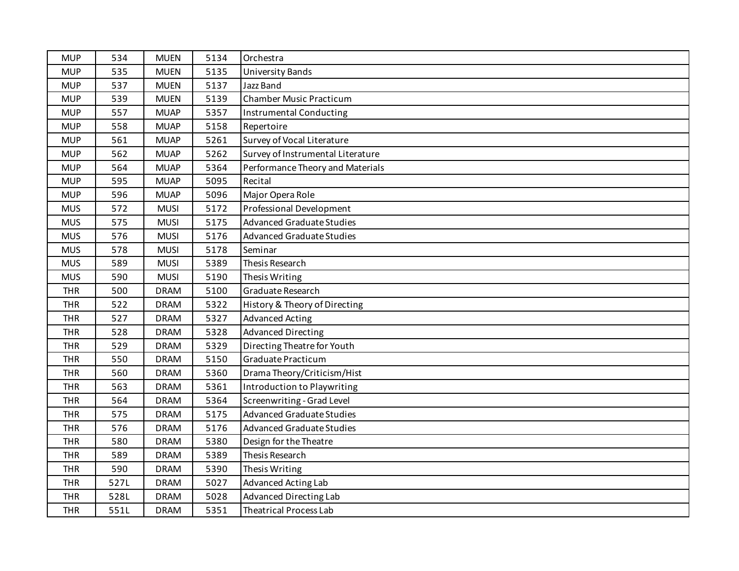| | | | | |
|---|---|---|---|---|
| MUP | 534 | MUEN | 5134 | Orchestra |
| MUP | 535 | MUEN | 5135 | University Bands |
| MUP | 537 | MUEN | 5137 | Jazz Band |
| MUP | 539 | MUEN | 5139 | Chamber Music Practicum |
| MUP | 557 | MUAP | 5357 | Instrumental Conducting |
| MUP | 558 | MUAP | 5158 | Repertoire |
| MUP | 561 | MUAP | 5261 | Survey of Vocal Literature |
| MUP | 562 | MUAP | 5262 | Survey of Instrumental Literature |
| MUP | 564 | MUAP | 5364 | Performance Theory and Materials |
| MUP | 595 | MUAP | 5095 | Recital |
| MUP | 596 | MUAP | 5096 | Major Opera Role |
| MUS | 572 | MUSI | 5172 | Professional Development |
| MUS | 575 | MUSI | 5175 | Advanced Graduate Studies |
| MUS | 576 | MUSI | 5176 | Advanced Graduate Studies |
| MUS | 578 | MUSI | 5178 | Seminar |
| MUS | 589 | MUSI | 5389 | Thesis Research |
| MUS | 590 | MUSI | 5190 | Thesis Writing |
| THR | 500 | DRAM | 5100 | Graduate Research |
| THR | 522 | DRAM | 5322 | History & Theory of Directing |
| THR | 527 | DRAM | 5327 | Advanced Acting |
| THR | 528 | DRAM | 5328 | Advanced Directing |
| THR | 529 | DRAM | 5329 | Directing Theatre for Youth |
| THR | 550 | DRAM | 5150 | Graduate Practicum |
| THR | 560 | DRAM | 5360 | Drama Theory/Criticism/Hist |
| THR | 563 | DRAM | 5361 | Introduction to Playwriting |
| THR | 564 | DRAM | 5364 | Screenwriting - Grad Level |
| THR | 575 | DRAM | 5175 | Advanced Graduate Studies |
| THR | 576 | DRAM | 5176 | Advanced Graduate Studies |
| THR | 580 | DRAM | 5380 | Design for the Theatre |
| THR | 589 | DRAM | 5389 | Thesis Research |
| THR | 590 | DRAM | 5390 | Thesis Writing |
| THR | 527L | DRAM | 5027 | Advanced Acting Lab |
| THR | 528L | DRAM | 5028 | Advanced Directing Lab |
| THR | 551L | DRAM | 5351 | Theatrical Process Lab |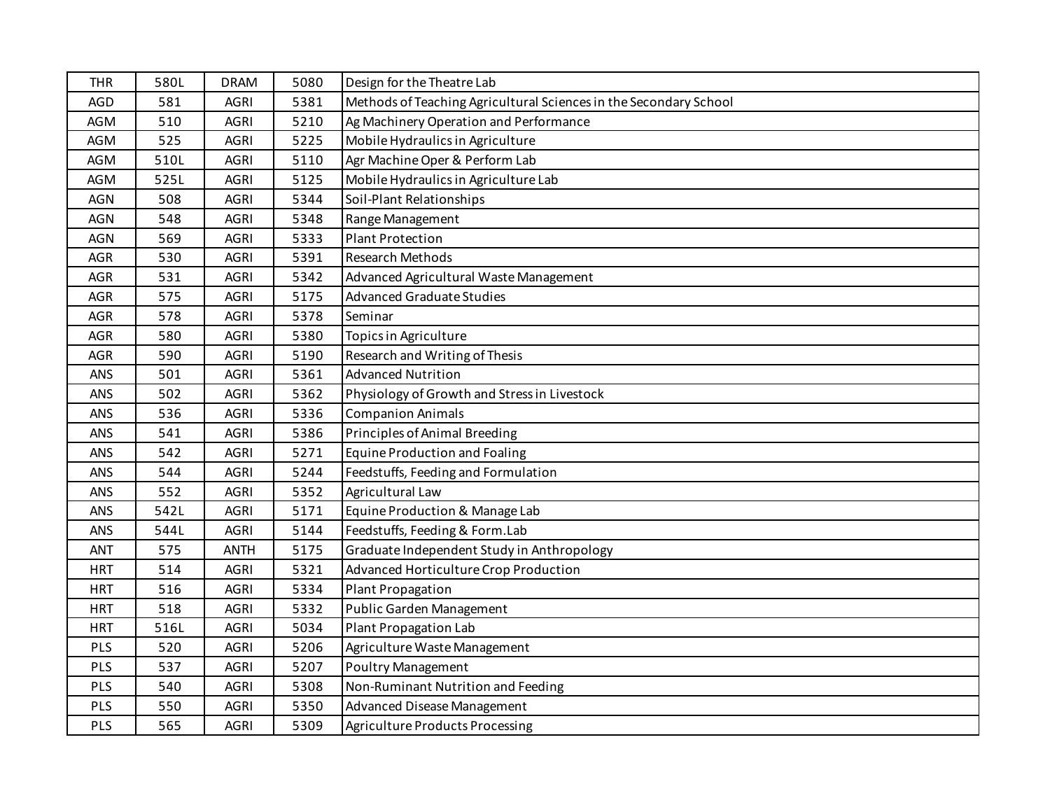| THR | 580L | DRAM | 5080 | Design for the Theatre Lab |
|---|---|---|---|---|
| AGD | 581 | AGRI | 5381 | Methods of Teaching Agricultural Sciences in the Secondary School |
| AGM | 510 | AGRI | 5210 | Ag Machinery Operation and Performance |
| AGM | 525 | AGRI | 5225 | Mobile Hydraulics in Agriculture |
| AGM | 510L | AGRI | 5110 | Agr Machine Oper & Perform Lab |
| AGM | 525L | AGRI | 5125 | Mobile Hydraulics in Agriculture Lab |
| AGN | 508 | AGRI | 5344 | Soil-Plant Relationships |
| AGN | 548 | AGRI | 5348 | Range Management |
| AGN | 569 | AGRI | 5333 | Plant Protection |
| AGR | 530 | AGRI | 5391 | Research Methods |
| AGR | 531 | AGRI | 5342 | Advanced Agricultural Waste Management |
| AGR | 575 | AGRI | 5175 | Advanced Graduate Studies |
| AGR | 578 | AGRI | 5378 | Seminar |
| AGR | 580 | AGRI | 5380 | Topics in Agriculture |
| AGR | 590 | AGRI | 5190 | Research and Writing of Thesis |
| ANS | 501 | AGRI | 5361 | Advanced Nutrition |
| ANS | 502 | AGRI | 5362 | Physiology of Growth and Stress in Livestock |
| ANS | 536 | AGRI | 5336 | Companion Animals |
| ANS | 541 | AGRI | 5386 | Principles of Animal Breeding |
| ANS | 542 | AGRI | 5271 | Equine Production and Foaling |
| ANS | 544 | AGRI | 5244 | Feedstuffs, Feeding and Formulation |
| ANS | 552 | AGRI | 5352 | Agricultural Law |
| ANS | 542L | AGRI | 5171 | Equine Production & Manage Lab |
| ANS | 544L | AGRI | 5144 | Feedstuffs, Feeding & Form.Lab |
| ANT | 575 | ANTH | 5175 | Graduate Independent Study in Anthropology |
| HRT | 514 | AGRI | 5321 | Advanced Horticulture Crop Production |
| HRT | 516 | AGRI | 5334 | Plant Propagation |
| HRT | 518 | AGRI | 5332 | Public Garden Management |
| HRT | 516L | AGRI | 5034 | Plant Propagation Lab |
| PLS | 520 | AGRI | 5206 | Agriculture Waste Management |
| PLS | 537 | AGRI | 5207 | Poultry Management |
| PLS | 540 | AGRI | 5308 | Non-Ruminant Nutrition and Feeding |
| PLS | 550 | AGRI | 5350 | Advanced Disease Management |
| PLS | 565 | AGRI | 5309 | Agriculture Products Processing |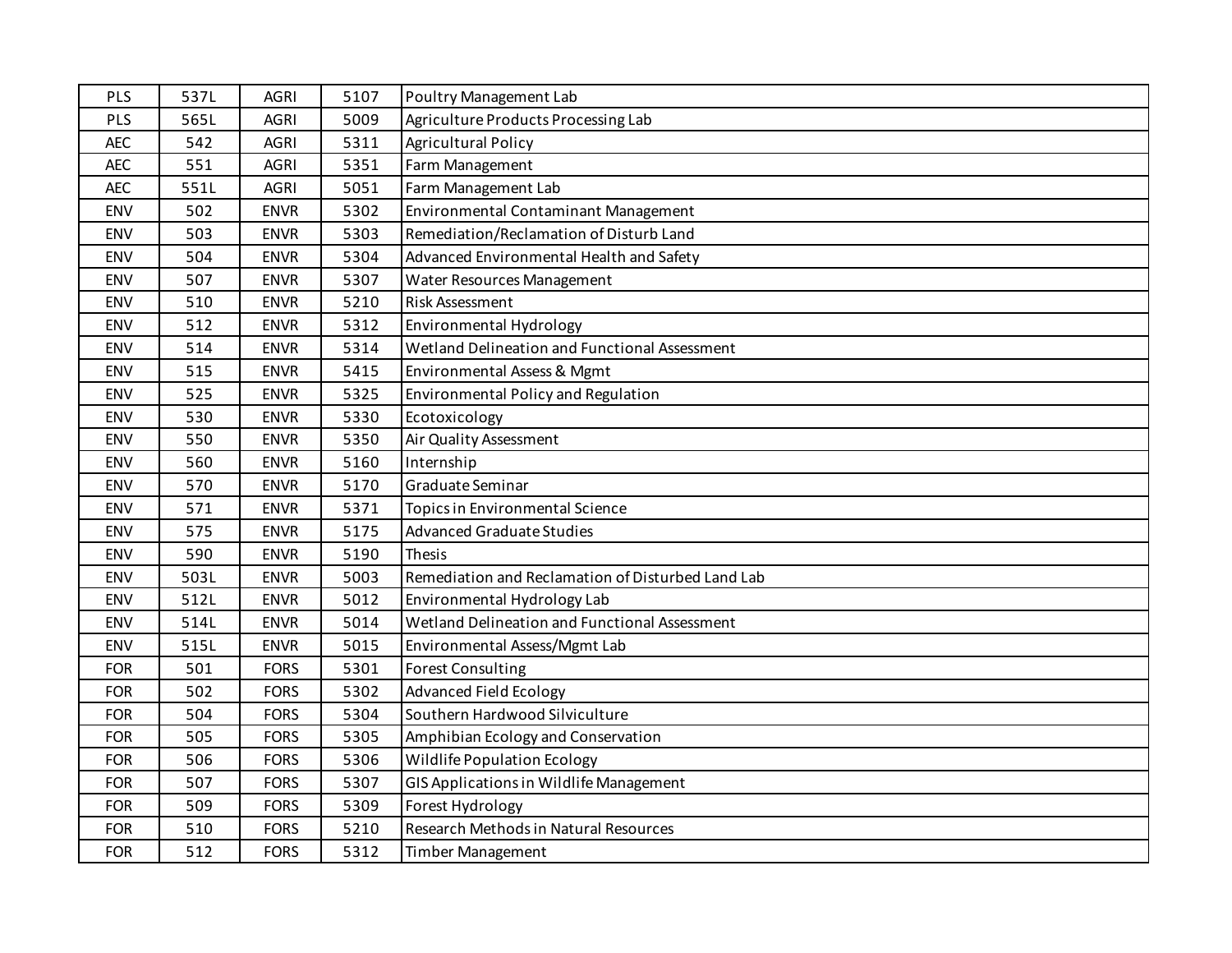| PLS | 537L | AGRI | 5107 | Poultry Management Lab |
|---|---|---|---|---|
| PLS | 565L | AGRI | 5009 | Agriculture Products Processing Lab |
| AEC | 542 | AGRI | 5311 | Agricultural Policy |
| AEC | 551 | AGRI | 5351 | Farm Management |
| AEC | 551L | AGRI | 5051 | Farm Management Lab |
| ENV | 502 | ENVR | 5302 | Environmental Contaminant Management |
| ENV | 503 | ENVR | 5303 | Remediation/Reclamation of Disturb Land |
| ENV | 504 | ENVR | 5304 | Advanced Environmental Health and Safety |
| ENV | 507 | ENVR | 5307 | Water Resources Management |
| ENV | 510 | ENVR | 5210 | Risk Assessment |
| ENV | 512 | ENVR | 5312 | Environmental Hydrology |
| ENV | 514 | ENVR | 5314 | Wetland Delineation and Functional Assessment |
| ENV | 515 | ENVR | 5415 | Environmental Assess & Mgmt |
| ENV | 525 | ENVR | 5325 | Environmental Policy and Regulation |
| ENV | 530 | ENVR | 5330 | Ecotoxicology |
| ENV | 550 | ENVR | 5350 | Air Quality Assessment |
| ENV | 560 | ENVR | 5160 | Internship |
| ENV | 570 | ENVR | 5170 | Graduate Seminar |
| ENV | 571 | ENVR | 5371 | Topics in Environmental Science |
| ENV | 575 | ENVR | 5175 | Advanced Graduate Studies |
| ENV | 590 | ENVR | 5190 | Thesis |
| ENV | 503L | ENVR | 5003 | Remediation and Reclamation of Disturbed Land Lab |
| ENV | 512L | ENVR | 5012 | Environmental Hydrology Lab |
| ENV | 514L | ENVR | 5014 | Wetland Delineation and Functional Assessment |
| ENV | 515L | ENVR | 5015 | Environmental Assess/Mgmt Lab |
| FOR | 501 | FORS | 5301 | Forest Consulting |
| FOR | 502 | FORS | 5302 | Advanced Field Ecology |
| FOR | 504 | FORS | 5304 | Southern Hardwood Silviculture |
| FOR | 505 | FORS | 5305 | Amphibian Ecology and Conservation |
| FOR | 506 | FORS | 5306 | Wildlife Population Ecology |
| FOR | 507 | FORS | 5307 | GIS Applications in Wildlife Management |
| FOR | 509 | FORS | 5309 | Forest Hydrology |
| FOR | 510 | FORS | 5210 | Research Methods in Natural Resources |
| FOR | 512 | FORS | 5312 | Timber Management |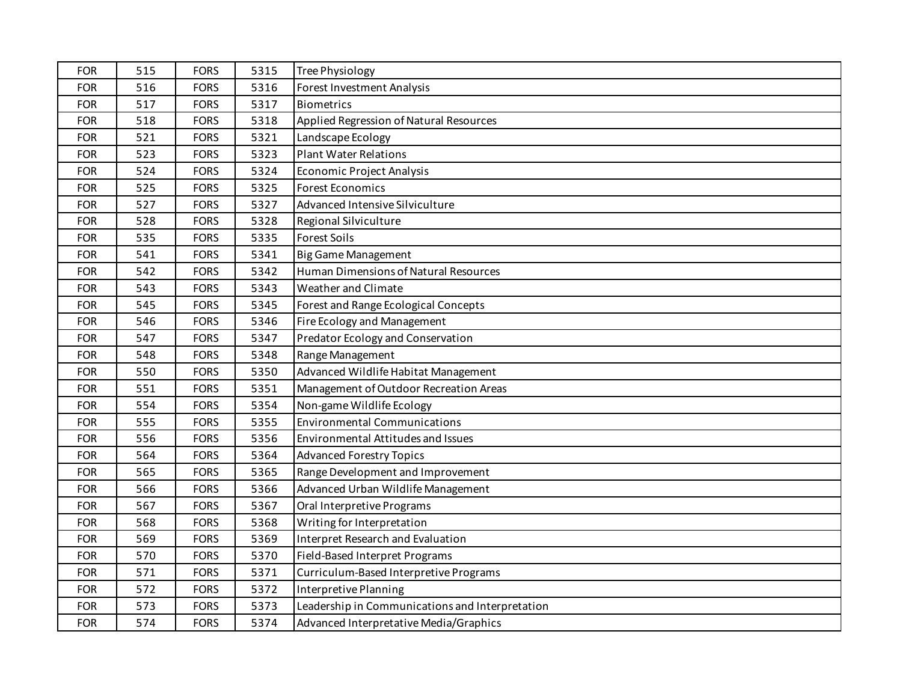| | | | | |
|---|---|---|---|---|
| FOR | 515 | FORS | 5315 | Tree Physiology |
| FOR | 516 | FORS | 5316 | Forest Investment Analysis |
| FOR | 517 | FORS | 5317 | Biometrics |
| FOR | 518 | FORS | 5318 | Applied Regression of Natural Resources |
| FOR | 521 | FORS | 5321 | Landscape Ecology |
| FOR | 523 | FORS | 5323 | Plant Water Relations |
| FOR | 524 | FORS | 5324 | Economic Project Analysis |
| FOR | 525 | FORS | 5325 | Forest Economics |
| FOR | 527 | FORS | 5327 | Advanced Intensive Silviculture |
| FOR | 528 | FORS | 5328 | Regional Silviculture |
| FOR | 535 | FORS | 5335 | Forest Soils |
| FOR | 541 | FORS | 5341 | Big Game Management |
| FOR | 542 | FORS | 5342 | Human Dimensions of Natural Resources |
| FOR | 543 | FORS | 5343 | Weather and Climate |
| FOR | 545 | FORS | 5345 | Forest and Range Ecological Concepts |
| FOR | 546 | FORS | 5346 | Fire Ecology and Management |
| FOR | 547 | FORS | 5347 | Predator Ecology and Conservation |
| FOR | 548 | FORS | 5348 | Range Management |
| FOR | 550 | FORS | 5350 | Advanced Wildlife Habitat Management |
| FOR | 551 | FORS | 5351 | Management of Outdoor Recreation Areas |
| FOR | 554 | FORS | 5354 | Non-game Wildlife Ecology |
| FOR | 555 | FORS | 5355 | Environmental Communications |
| FOR | 556 | FORS | 5356 | Environmental Attitudes and Issues |
| FOR | 564 | FORS | 5364 | Advanced Forestry Topics |
| FOR | 565 | FORS | 5365 | Range Development and Improvement |
| FOR | 566 | FORS | 5366 | Advanced Urban Wildlife Management |
| FOR | 567 | FORS | 5367 | Oral Interpretive Programs |
| FOR | 568 | FORS | 5368 | Writing for Interpretation |
| FOR | 569 | FORS | 5369 | Interpret Research and Evaluation |
| FOR | 570 | FORS | 5370 | Field-Based Interpret Programs |
| FOR | 571 | FORS | 5371 | Curriculum-Based Interpretive Programs |
| FOR | 572 | FORS | 5372 | Interpretive Planning |
| FOR | 573 | FORS | 5373 | Leadership in Communications and Interpretation |
| FOR | 574 | FORS | 5374 | Advanced Interpretative Media/Graphics |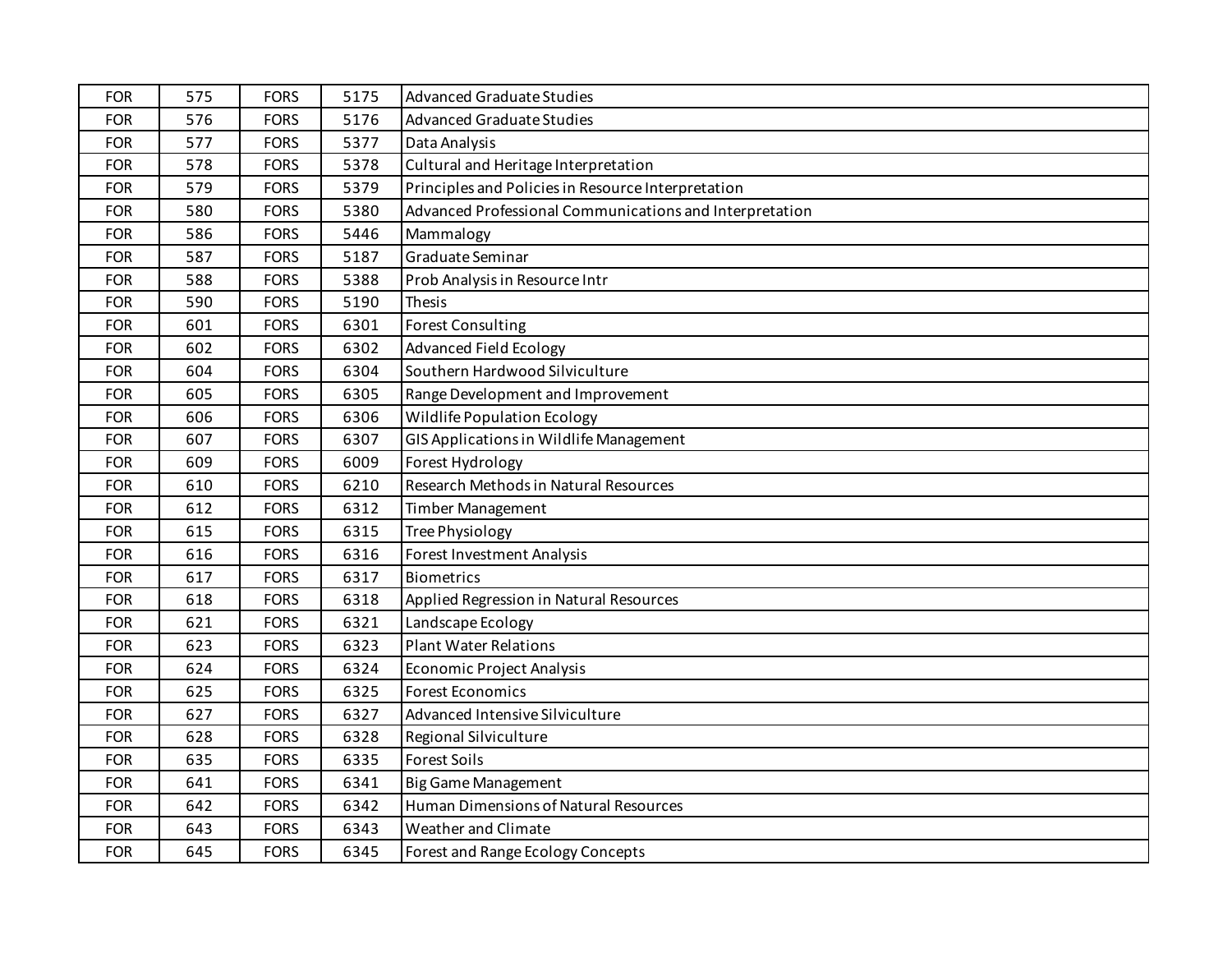| | | | | |
|---|---|---|---|---|
| FOR | 575 | FORS | 5175 | Advanced Graduate Studies |
| FOR | 576 | FORS | 5176 | Advanced Graduate Studies |
| FOR | 577 | FORS | 5377 | Data Analysis |
| FOR | 578 | FORS | 5378 | Cultural and Heritage Interpretation |
| FOR | 579 | FORS | 5379 | Principles and Policies in Resource Interpretation |
| FOR | 580 | FORS | 5380 | Advanced Professional Communications and Interpretation |
| FOR | 586 | FORS | 5446 | Mammalogy |
| FOR | 587 | FORS | 5187 | Graduate Seminar |
| FOR | 588 | FORS | 5388 | Prob Analysis in Resource Intr |
| FOR | 590 | FORS | 5190 | Thesis |
| FOR | 601 | FORS | 6301 | Forest Consulting |
| FOR | 602 | FORS | 6302 | Advanced Field Ecology |
| FOR | 604 | FORS | 6304 | Southern Hardwood Silviculture |
| FOR | 605 | FORS | 6305 | Range Development and Improvement |
| FOR | 606 | FORS | 6306 | Wildlife Population Ecology |
| FOR | 607 | FORS | 6307 | GIS Applications in Wildlife Management |
| FOR | 609 | FORS | 6009 | Forest Hydrology |
| FOR | 610 | FORS | 6210 | Research Methods in Natural Resources |
| FOR | 612 | FORS | 6312 | Timber Management |
| FOR | 615 | FORS | 6315 | Tree Physiology |
| FOR | 616 | FORS | 6316 | Forest Investment Analysis |
| FOR | 617 | FORS | 6317 | Biometrics |
| FOR | 618 | FORS | 6318 | Applied Regression in Natural Resources |
| FOR | 621 | FORS | 6321 | Landscape Ecology |
| FOR | 623 | FORS | 6323 | Plant Water Relations |
| FOR | 624 | FORS | 6324 | Economic Project Analysis |
| FOR | 625 | FORS | 6325 | Forest Economics |
| FOR | 627 | FORS | 6327 | Advanced Intensive Silviculture |
| FOR | 628 | FORS | 6328 | Regional Silviculture |
| FOR | 635 | FORS | 6335 | Forest Soils |
| FOR | 641 | FORS | 6341 | Big Game Management |
| FOR | 642 | FORS | 6342 | Human Dimensions of Natural Resources |
| FOR | 643 | FORS | 6343 | Weather and Climate |
| FOR | 645 | FORS | 6345 | Forest and Range Ecology Concepts |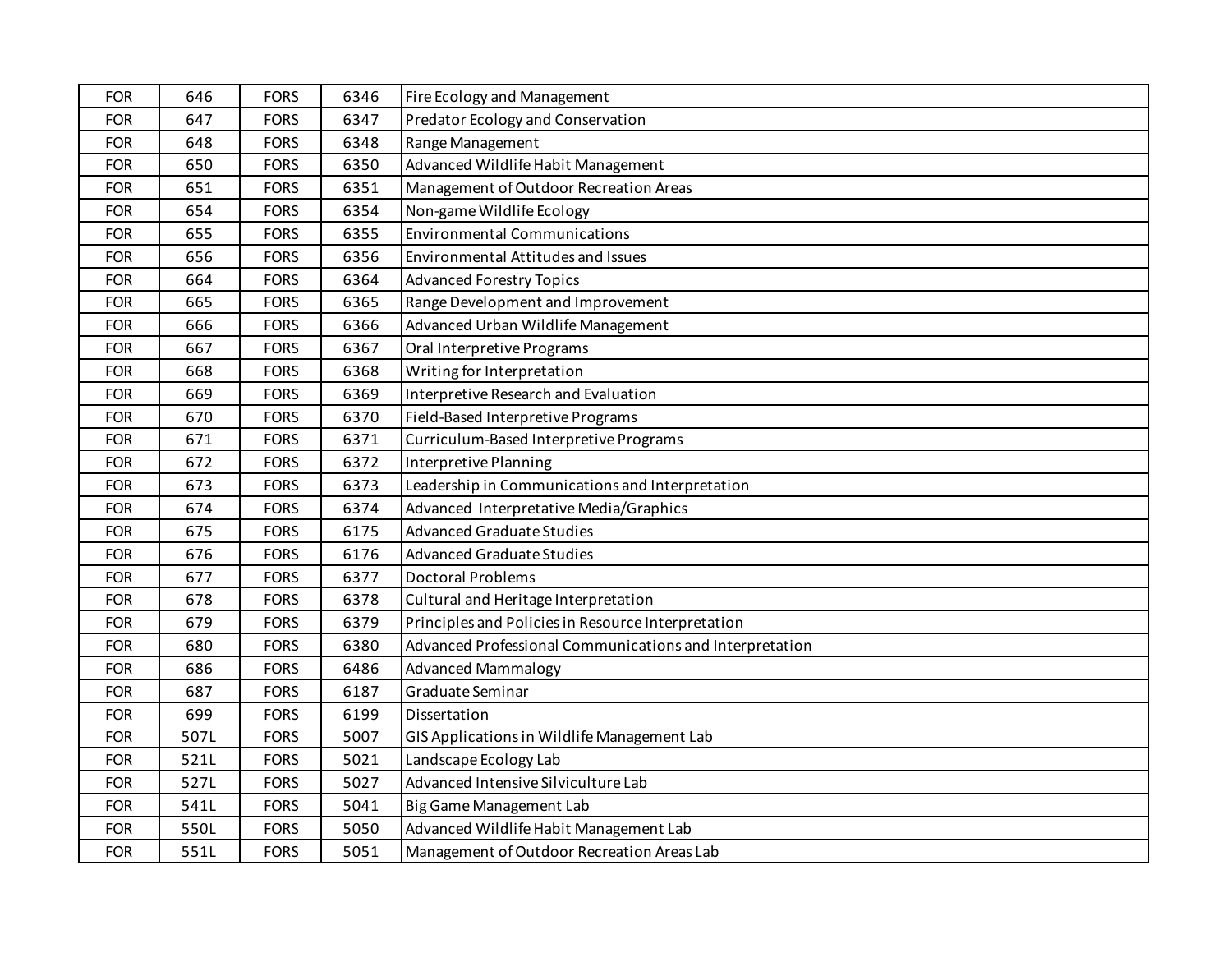| FOR | 646 | FORS | 6346 | Fire Ecology and Management |
|---|---|---|---|---|
| FOR | 647 | FORS | 6347 | Predator Ecology and Conservation |
| FOR | 648 | FORS | 6348 | Range Management |
| FOR | 650 | FORS | 6350 | Advanced Wildlife Habit Management |
| FOR | 651 | FORS | 6351 | Management of Outdoor Recreation Areas |
| FOR | 654 | FORS | 6354 | Non-game Wildlife Ecology |
| FOR | 655 | FORS | 6355 | Environmental Communications |
| FOR | 656 | FORS | 6356 | Environmental Attitudes and Issues |
| FOR | 664 | FORS | 6364 | Advanced Forestry Topics |
| FOR | 665 | FORS | 6365 | Range Development and Improvement |
| FOR | 666 | FORS | 6366 | Advanced Urban Wildlife Management |
| FOR | 667 | FORS | 6367 | Oral Interpretive Programs |
| FOR | 668 | FORS | 6368 | Writing for Interpretation |
| FOR | 669 | FORS | 6369 | Interpretive Research and Evaluation |
| FOR | 670 | FORS | 6370 | Field-Based Interpretive Programs |
| FOR | 671 | FORS | 6371 | Curriculum-Based Interpretive Programs |
| FOR | 672 | FORS | 6372 | Interpretive Planning |
| FOR | 673 | FORS | 6373 | Leadership in Communications and Interpretation |
| FOR | 674 | FORS | 6374 | Advanced Interpretative Media/Graphics |
| FOR | 675 | FORS | 6175 | Advanced Graduate Studies |
| FOR | 676 | FORS | 6176 | Advanced Graduate Studies |
| FOR | 677 | FORS | 6377 | Doctoral Problems |
| FOR | 678 | FORS | 6378 | Cultural and Heritage Interpretation |
| FOR | 679 | FORS | 6379 | Principles and Policies in Resource Interpretation |
| FOR | 680 | FORS | 6380 | Advanced Professional Communications and Interpretation |
| FOR | 686 | FORS | 6486 | Advanced Mammalogy |
| FOR | 687 | FORS | 6187 | Graduate Seminar |
| FOR | 699 | FORS | 6199 | Dissertation |
| FOR | 507L | FORS | 5007 | GIS Applications in Wildlife Management Lab |
| FOR | 521L | FORS | 5021 | Landscape Ecology Lab |
| FOR | 527L | FORS | 5027 | Advanced Intensive Silviculture Lab |
| FOR | 541L | FORS | 5041 | Big Game Management Lab |
| FOR | 550L | FORS | 5050 | Advanced Wildlife Habit Management Lab |
| FOR | 551L | FORS | 5051 | Management of Outdoor Recreation Areas Lab |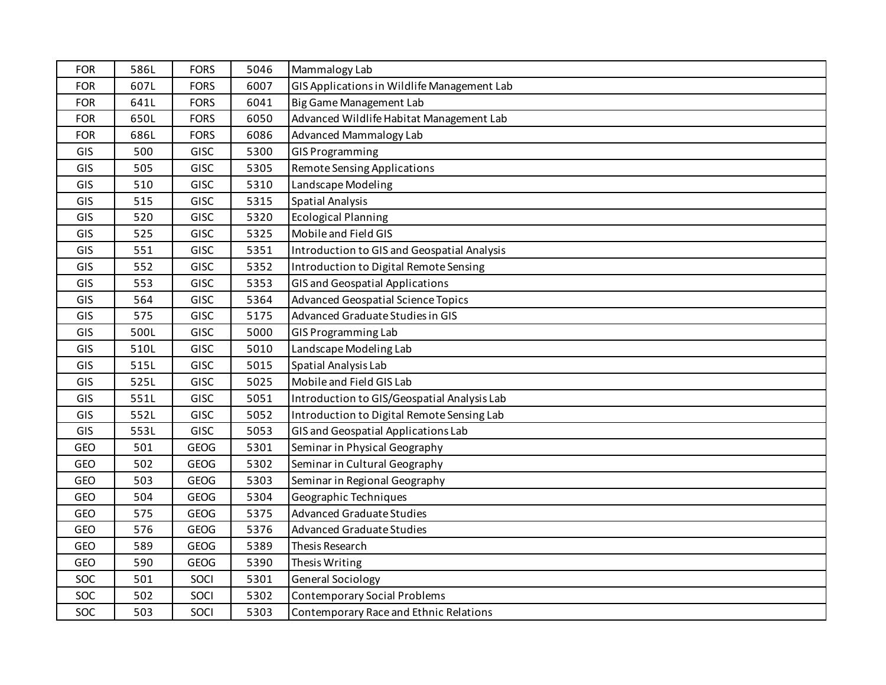| FOR | 586L | FORS | 5046 | Mammalogy Lab |
|---|---|---|---|---|
| FOR | 607L | FORS | 6007 | GIS Applications in Wildlife Management Lab |
| FOR | 641L | FORS | 6041 | Big Game Management Lab |
| FOR | 650L | FORS | 6050 | Advanced Wildlife Habitat Management Lab |
| FOR | 686L | FORS | 6086 | Advanced Mammalogy Lab |
| GIS | 500 | GISC | 5300 | GIS Programming |
| GIS | 505 | GISC | 5305 | Remote Sensing Applications |
| GIS | 510 | GISC | 5310 | Landscape Modeling |
| GIS | 515 | GISC | 5315 | Spatial Analysis |
| GIS | 520 | GISC | 5320 | Ecological Planning |
| GIS | 525 | GISC | 5325 | Mobile and Field GIS |
| GIS | 551 | GISC | 5351 | Introduction to GIS and Geospatial Analysis |
| GIS | 552 | GISC | 5352 | Introduction to Digital Remote Sensing |
| GIS | 553 | GISC | 5353 | GIS and Geospatial Applications |
| GIS | 564 | GISC | 5364 | Advanced Geospatial Science Topics |
| GIS | 575 | GISC | 5175 | Advanced Graduate Studies in GIS |
| GIS | 500L | GISC | 5000 | GIS Programming Lab |
| GIS | 510L | GISC | 5010 | Landscape Modeling Lab |
| GIS | 515L | GISC | 5015 | Spatial Analysis Lab |
| GIS | 525L | GISC | 5025 | Mobile and Field GIS Lab |
| GIS | 551L | GISC | 5051 | Introduction to GIS/Geospatial Analysis Lab |
| GIS | 552L | GISC | 5052 | Introduction to Digital Remote Sensing Lab |
| GIS | 553L | GISC | 5053 | GIS and Geospatial Applications Lab |
| GEO | 501 | GEOG | 5301 | Seminar in Physical Geography |
| GEO | 502 | GEOG | 5302 | Seminar in Cultural Geography |
| GEO | 503 | GEOG | 5303 | Seminar in Regional Geography |
| GEO | 504 | GEOG | 5304 | Geographic Techniques |
| GEO | 575 | GEOG | 5375 | Advanced Graduate Studies |
| GEO | 576 | GEOG | 5376 | Advanced Graduate Studies |
| GEO | 589 | GEOG | 5389 | Thesis Research |
| GEO | 590 | GEOG | 5390 | Thesis Writing |
| SOC | 501 | SOCI | 5301 | General Sociology |
| SOC | 502 | SOCI | 5302 | Contemporary Social Problems |
| SOC | 503 | SOCI | 5303 | Contemporary Race and Ethnic Relations |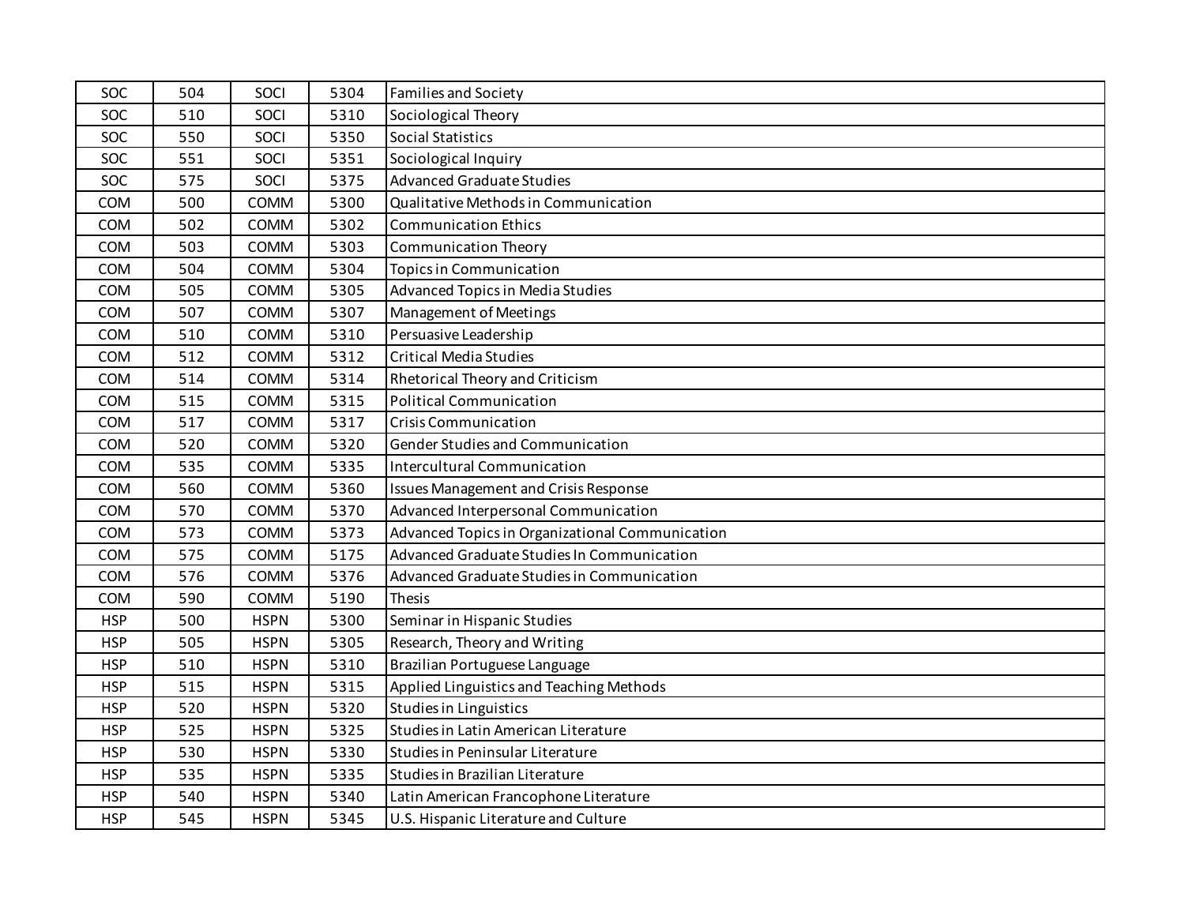| SOC | 504 | SOCI | 5304 | Families and Society |
|---|---|---|---|---|
| SOC | 510 | SOCI | 5310 | Sociological Theory |
| SOC | 550 | SOCI | 5350 | Social Statistics |
| SOC | 551 | SOCI | 5351 | Sociological Inquiry |
| SOC | 575 | SOCI | 5375 | Advanced Graduate Studies |
| COM | 500 | COMM | 5300 | Qualitative Methods in Communication |
| COM | 502 | COMM | 5302 | Communication Ethics |
| COM | 503 | COMM | 5303 | Communication Theory |
| COM | 504 | COMM | 5304 | Topics in Communication |
| COM | 505 | COMM | 5305 | Advanced Topics in Media Studies |
| COM | 507 | COMM | 5307 | Management of Meetings |
| COM | 510 | COMM | 5310 | Persuasive Leadership |
| COM | 512 | COMM | 5312 | Critical Media Studies |
| COM | 514 | COMM | 5314 | Rhetorical Theory and Criticism |
| COM | 515 | COMM | 5315 | Political Communication |
| COM | 517 | COMM | 5317 | Crisis Communication |
| COM | 520 | COMM | 5320 | Gender Studies and Communication |
| COM | 535 | COMM | 5335 | Intercultural Communication |
| COM | 560 | COMM | 5360 | Issues Management and Crisis Response |
| COM | 570 | COMM | 5370 | Advanced Interpersonal Communication |
| COM | 573 | COMM | 5373 | Advanced Topics in Organizational Communication |
| COM | 575 | COMM | 5175 | Advanced Graduate Studies In Communication |
| COM | 576 | COMM | 5376 | Advanced Graduate Studies in Communication |
| COM | 590 | COMM | 5190 | Thesis |
| HSP | 500 | HSPN | 5300 | Seminar in Hispanic Studies |
| HSP | 505 | HSPN | 5305 | Research, Theory and Writing |
| HSP | 510 | HSPN | 5310 | Brazilian Portuguese Language |
| HSP | 515 | HSPN | 5315 | Applied Linguistics and Teaching Methods |
| HSP | 520 | HSPN | 5320 | Studies in Linguistics |
| HSP | 525 | HSPN | 5325 | Studies in Latin American Literature |
| HSP | 530 | HSPN | 5330 | Studies in Peninsular Literature |
| HSP | 535 | HSPN | 5335 | Studies in Brazilian Literature |
| HSP | 540 | HSPN | 5340 | Latin American Francophone Literature |
| HSP | 545 | HSPN | 5345 | U.S. Hispanic Literature and Culture |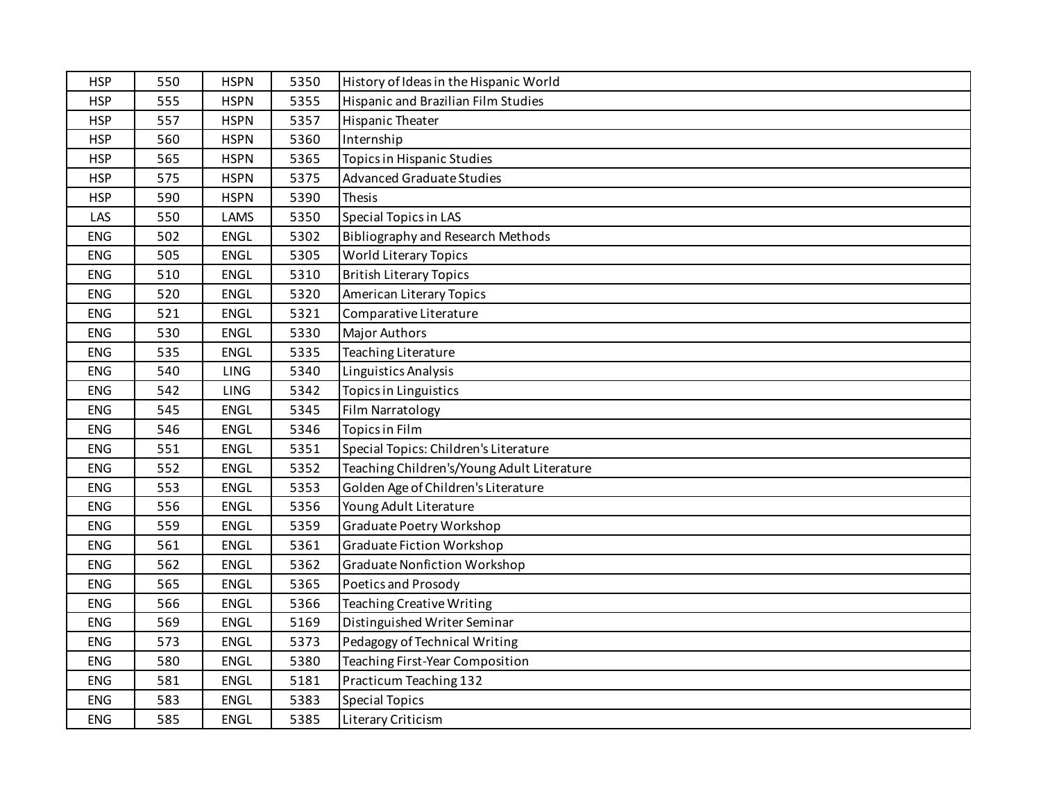| | | | | |
|---|---|---|---|---|
| HSP | 550 | HSPN | 5350 | History of Ideas in the Hispanic World |
| HSP | 555 | HSPN | 5355 | Hispanic and Brazilian Film Studies |
| HSP | 557 | HSPN | 5357 | Hispanic Theater |
| HSP | 560 | HSPN | 5360 | Internship |
| HSP | 565 | HSPN | 5365 | Topics in Hispanic Studies |
| HSP | 575 | HSPN | 5375 | Advanced Graduate Studies |
| HSP | 590 | HSPN | 5390 | Thesis |
| LAS | 550 | LAMS | 5350 | Special Topics in LAS |
| ENG | 502 | ENGL | 5302 | Bibliography and Research Methods |
| ENG | 505 | ENGL | 5305 | World Literary Topics |
| ENG | 510 | ENGL | 5310 | British Literary Topics |
| ENG | 520 | ENGL | 5320 | American Literary Topics |
| ENG | 521 | ENGL | 5321 | Comparative Literature |
| ENG | 530 | ENGL | 5330 | Major Authors |
| ENG | 535 | ENGL | 5335 | Teaching Literature |
| ENG | 540 | LING | 5340 | Linguistics Analysis |
| ENG | 542 | LING | 5342 | Topics in Linguistics |
| ENG | 545 | ENGL | 5345 | Film Narratology |
| ENG | 546 | ENGL | 5346 | Topics in Film |
| ENG | 551 | ENGL | 5351 | Special Topics: Children's Literature |
| ENG | 552 | ENGL | 5352 | Teaching Children's/Young Adult Literature |
| ENG | 553 | ENGL | 5353 | Golden Age of Children's Literature |
| ENG | 556 | ENGL | 5356 | Young Adult Literature |
| ENG | 559 | ENGL | 5359 | Graduate Poetry Workshop |
| ENG | 561 | ENGL | 5361 | Graduate Fiction Workshop |
| ENG | 562 | ENGL | 5362 | Graduate Nonfiction Workshop |
| ENG | 565 | ENGL | 5365 | Poetics and Prosody |
| ENG | 566 | ENGL | 5366 | Teaching Creative Writing |
| ENG | 569 | ENGL | 5169 | Distinguished Writer Seminar |
| ENG | 573 | ENGL | 5373 | Pedagogy of Technical Writing |
| ENG | 580 | ENGL | 5380 | Teaching First-Year Composition |
| ENG | 581 | ENGL | 5181 | Practicum Teaching 132 |
| ENG | 583 | ENGL | 5383 | Special Topics |
| ENG | 585 | ENGL | 5385 | Literary Criticism |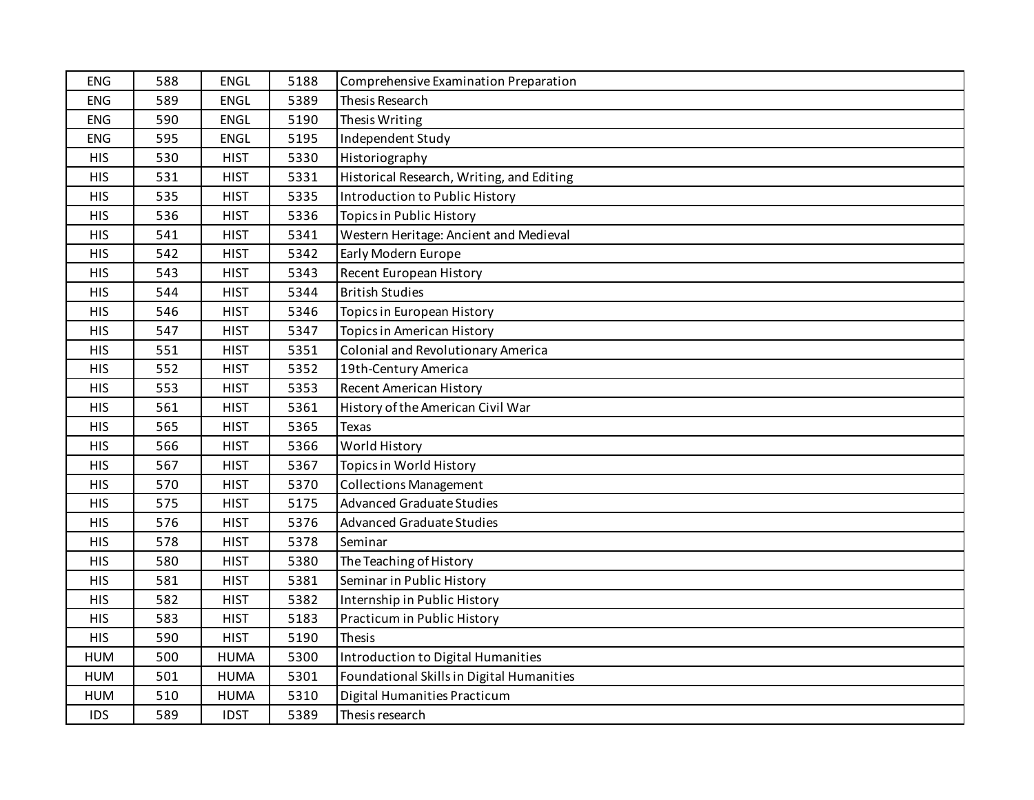| ENG | 588 | ENGL | 5188 | Comprehensive Examination Preparation |
|---|---|---|---|---|
| ENG | 589 | ENGL | 5389 | Thesis Research |
| ENG | 590 | ENGL | 5190 | Thesis Writing |
| ENG | 595 | ENGL | 5195 | Independent Study |
| HIS | 530 | HIST | 5330 | Historiography |
| HIS | 531 | HIST | 5331 | Historical Research, Writing, and Editing |
| HIS | 535 | HIST | 5335 | Introduction to Public History |
| HIS | 536 | HIST | 5336 | Topics in Public History |
| HIS | 541 | HIST | 5341 | Western Heritage: Ancient and Medieval |
| HIS | 542 | HIST | 5342 | Early Modern Europe |
| HIS | 543 | HIST | 5343 | Recent European History |
| HIS | 544 | HIST | 5344 | British Studies |
| HIS | 546 | HIST | 5346 | Topics in European History |
| HIS | 547 | HIST | 5347 | Topics in American History |
| HIS | 551 | HIST | 5351 | Colonial and Revolutionary America |
| HIS | 552 | HIST | 5352 | 19th-Century America |
| HIS | 553 | HIST | 5353 | Recent American History |
| HIS | 561 | HIST | 5361 | History of the American Civil War |
| HIS | 565 | HIST | 5365 | Texas |
| HIS | 566 | HIST | 5366 | World History |
| HIS | 567 | HIST | 5367 | Topics in World History |
| HIS | 570 | HIST | 5370 | Collections Management |
| HIS | 575 | HIST | 5175 | Advanced Graduate Studies |
| HIS | 576 | HIST | 5376 | Advanced Graduate Studies |
| HIS | 578 | HIST | 5378 | Seminar |
| HIS | 580 | HIST | 5380 | The Teaching of History |
| HIS | 581 | HIST | 5381 | Seminar in Public History |
| HIS | 582 | HIST | 5382 | Internship in Public History |
| HIS | 583 | HIST | 5183 | Practicum in Public History |
| HIS | 590 | HIST | 5190 | Thesis |
| HUM | 500 | HUMA | 5300 | Introduction to Digital Humanities |
| HUM | 501 | HUMA | 5301 | Foundational Skills in Digital Humanities |
| HUM | 510 | HUMA | 5310 | Digital Humanities Practicum |
| IDS | 589 | IDST | 5389 | Thesis research |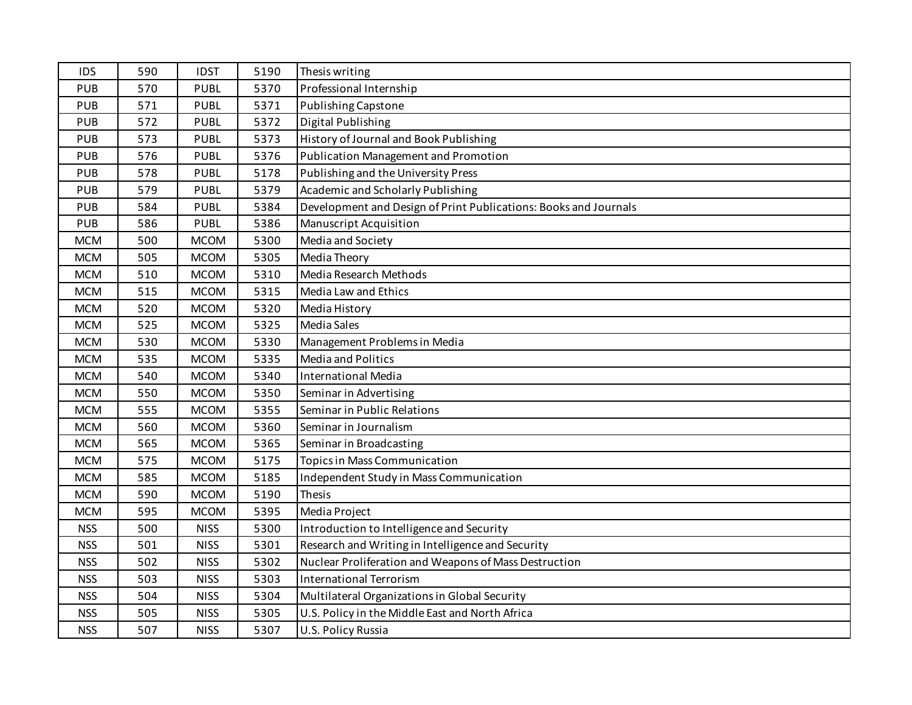| IDS | 590 | IDST | 5190 | Thesis writing |
|---|---|---|---|---|
| PUB | 570 | PUBL | 5370 | Professional Internship |
| PUB | 571 | PUBL | 5371 | Publishing Capstone |
| PUB | 572 | PUBL | 5372 | Digital Publishing |
| PUB | 573 | PUBL | 5373 | History of Journal and Book Publishing |
| PUB | 576 | PUBL | 5376 | Publication Management and Promotion |
| PUB | 578 | PUBL | 5178 | Publishing and the University Press |
| PUB | 579 | PUBL | 5379 | Academic and Scholarly Publishing |
| PUB | 584 | PUBL | 5384 | Development and Design of Print Publications: Books and Journals |
| PUB | 586 | PUBL | 5386 | Manuscript Acquisition |
| MCM | 500 | MCOM | 5300 | Media and Society |
| MCM | 505 | MCOM | 5305 | Media Theory |
| MCM | 510 | MCOM | 5310 | Media Research Methods |
| MCM | 515 | MCOM | 5315 | Media Law and Ethics |
| MCM | 520 | MCOM | 5320 | Media History |
| MCM | 525 | MCOM | 5325 | Media Sales |
| MCM | 530 | MCOM | 5330 | Management Problems in Media |
| MCM | 535 | MCOM | 5335 | Media and Politics |
| MCM | 540 | MCOM | 5340 | International Media |
| MCM | 550 | MCOM | 5350 | Seminar in Advertising |
| MCM | 555 | MCOM | 5355 | Seminar in Public Relations |
| MCM | 560 | MCOM | 5360 | Seminar in Journalism |
| MCM | 565 | MCOM | 5365 | Seminar in Broadcasting |
| MCM | 575 | MCOM | 5175 | Topics in Mass Communication |
| MCM | 585 | MCOM | 5185 | Independent Study in Mass Communication |
| MCM | 590 | MCOM | 5190 | Thesis |
| MCM | 595 | MCOM | 5395 | Media Project |
| NSS | 500 | NISS | 5300 | Introduction to Intelligence and Security |
| NSS | 501 | NISS | 5301 | Research and Writing in Intelligence and Security |
| NSS | 502 | NISS | 5302 | Nuclear Proliferation and Weapons of Mass Destruction |
| NSS | 503 | NISS | 5303 | International Terrorism |
| NSS | 504 | NISS | 5304 | Multilateral Organizations in Global Security |
| NSS | 505 | NISS | 5305 | U.S. Policy in the Middle East and North Africa |
| NSS | 507 | NISS | 5307 | U.S. Policy Russia |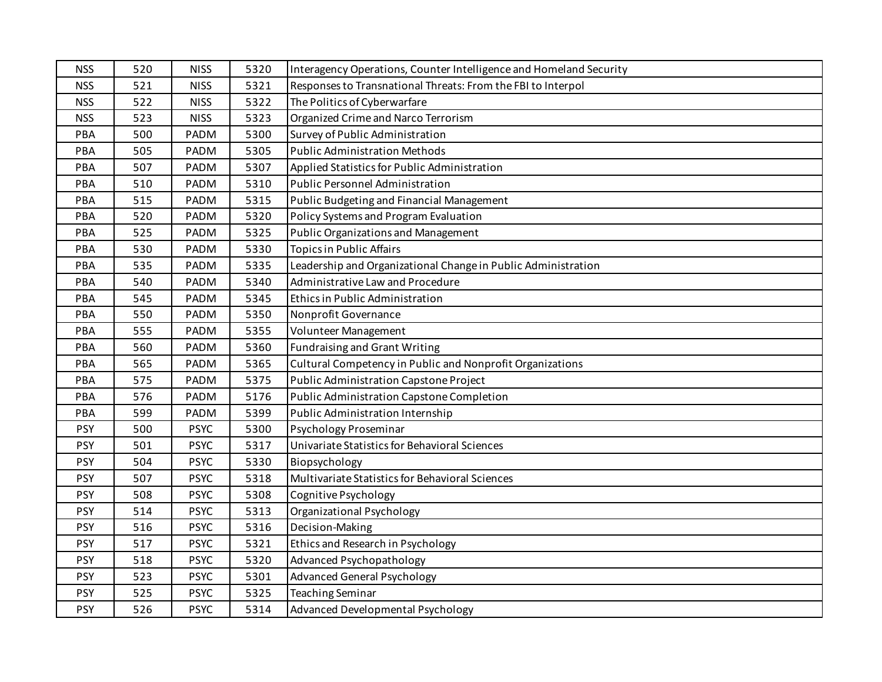| NSS | 520 | NISS | 5320 | Interagency Operations, Counter Intelligence and Homeland Security |
|---|---|---|---|---|
| NSS | 521 | NISS | 5321 | Responses to Transnational Threats: From the FBI to Interpol |
| NSS | 522 | NISS | 5322 | The Politics of Cyberwarfare |
| NSS | 523 | NISS | 5323 | Organized Crime and Narco Terrorism |
| PBA | 500 | PADM | 5300 | Survey of Public Administration |
| PBA | 505 | PADM | 5305 | Public Administration Methods |
| PBA | 507 | PADM | 5307 | Applied Statistics for Public Administration |
| PBA | 510 | PADM | 5310 | Public Personnel Administration |
| PBA | 515 | PADM | 5315 | Public Budgeting and Financial Management |
| PBA | 520 | PADM | 5320 | Policy Systems and Program Evaluation |
| PBA | 525 | PADM | 5325 | Public Organizations and Management |
| PBA | 530 | PADM | 5330 | Topics in Public Affairs |
| PBA | 535 | PADM | 5335 | Leadership and Organizational Change in Public Administration |
| PBA | 540 | PADM | 5340 | Administrative Law and Procedure |
| PBA | 545 | PADM | 5345 | Ethics in Public Administration |
| PBA | 550 | PADM | 5350 | Nonprofit Governance |
| PBA | 555 | PADM | 5355 | Volunteer Management |
| PBA | 560 | PADM | 5360 | Fundraising and Grant Writing |
| PBA | 565 | PADM | 5365 | Cultural Competency in Public and Nonprofit Organizations |
| PBA | 575 | PADM | 5375 | Public Administration Capstone Project |
| PBA | 576 | PADM | 5176 | Public Administration Capstone Completion |
| PBA | 599 | PADM | 5399 | Public Administration Internship |
| PSY | 500 | PSYC | 5300 | Psychology Proseminar |
| PSY | 501 | PSYC | 5317 | Univariate Statistics for Behavioral Sciences |
| PSY | 504 | PSYC | 5330 | Biopsychology |
| PSY | 507 | PSYC | 5318 | Multivariate Statistics for Behavioral Sciences |
| PSY | 508 | PSYC | 5308 | Cognitive Psychology |
| PSY | 514 | PSYC | 5313 | Organizational Psychology |
| PSY | 516 | PSYC | 5316 | Decision-Making |
| PSY | 517 | PSYC | 5321 | Ethics and Research in Psychology |
| PSY | 518 | PSYC | 5320 | Advanced Psychopathology |
| PSY | 523 | PSYC | 5301 | Advanced General Psychology |
| PSY | 525 | PSYC | 5325 | Teaching Seminar |
| PSY | 526 | PSYC | 5314 | Advanced Developmental Psychology |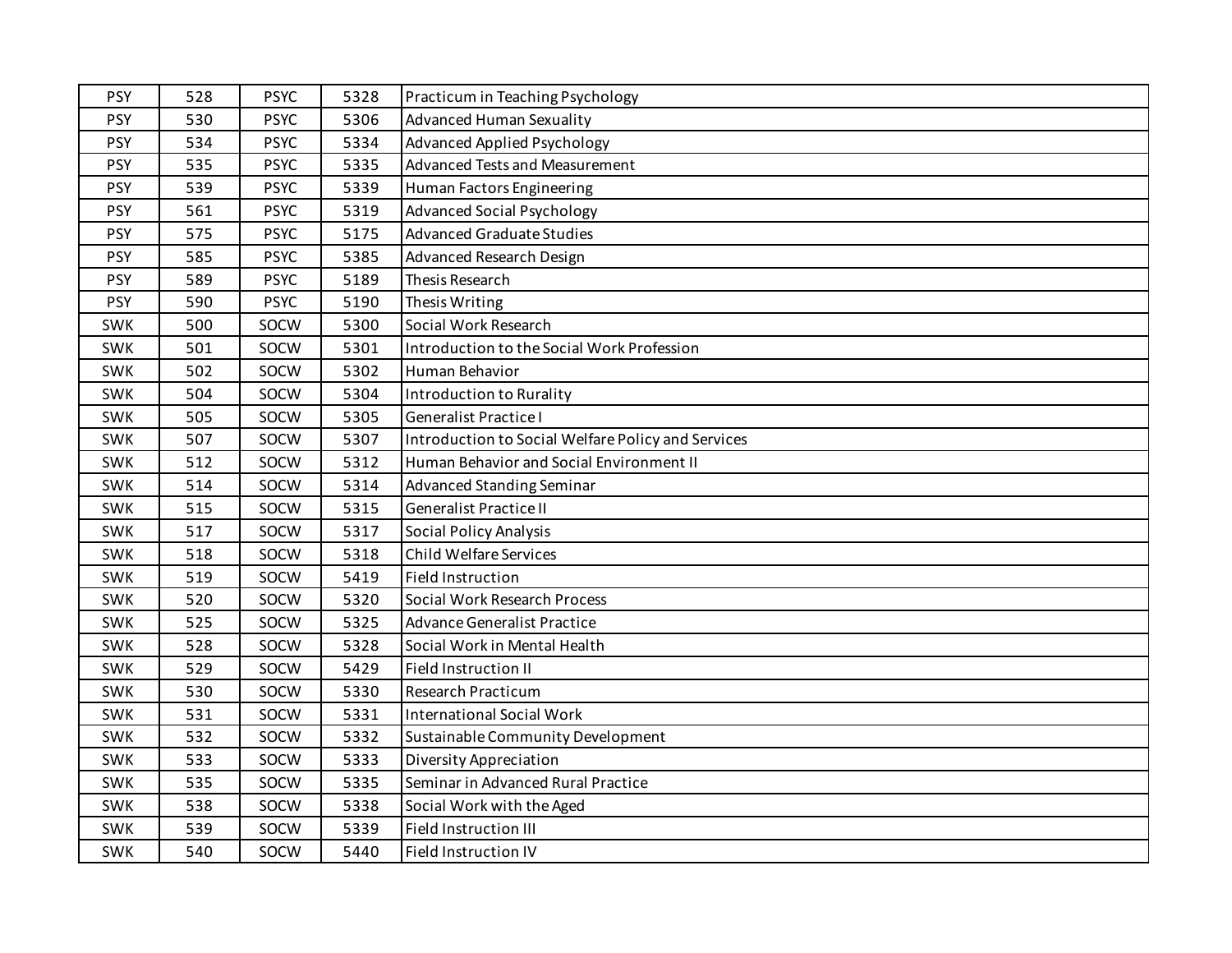| | | | | |
|---|---|---|---|---|
| PSY | 528 | PSYC | 5328 | Practicum in Teaching Psychology |
| PSY | 530 | PSYC | 5306 | Advanced Human Sexuality |
| PSY | 534 | PSYC | 5334 | Advanced Applied Psychology |
| PSY | 535 | PSYC | 5335 | Advanced Tests and Measurement |
| PSY | 539 | PSYC | 5339 | Human Factors Engineering |
| PSY | 561 | PSYC | 5319 | Advanced Social Psychology |
| PSY | 575 | PSYC | 5175 | Advanced Graduate Studies |
| PSY | 585 | PSYC | 5385 | Advanced Research Design |
| PSY | 589 | PSYC | 5189 | Thesis Research |
| PSY | 590 | PSYC | 5190 | Thesis Writing |
| SWK | 500 | SOCW | 5300 | Social Work Research |
| SWK | 501 | SOCW | 5301 | Introduction to the Social Work Profession |
| SWK | 502 | SOCW | 5302 | Human Behavior |
| SWK | 504 | SOCW | 5304 | Introduction to Rurality |
| SWK | 505 | SOCW | 5305 | Generalist Practice I |
| SWK | 507 | SOCW | 5307 | Introduction to Social Welfare Policy and Services |
| SWK | 512 | SOCW | 5312 | Human Behavior and Social Environment II |
| SWK | 514 | SOCW | 5314 | Advanced Standing Seminar |
| SWK | 515 | SOCW | 5315 | Generalist Practice II |
| SWK | 517 | SOCW | 5317 | Social Policy Analysis |
| SWK | 518 | SOCW | 5318 | Child Welfare Services |
| SWK | 519 | SOCW | 5419 | Field Instruction |
| SWK | 520 | SOCW | 5320 | Social Work Research Process |
| SWK | 525 | SOCW | 5325 | Advance Generalist Practice |
| SWK | 528 | SOCW | 5328 | Social Work in Mental Health |
| SWK | 529 | SOCW | 5429 | Field Instruction II |
| SWK | 530 | SOCW | 5330 | Research Practicum |
| SWK | 531 | SOCW | 5331 | International Social Work |
| SWK | 532 | SOCW | 5332 | Sustainable Community Development |
| SWK | 533 | SOCW | 5333 | Diversity Appreciation |
| SWK | 535 | SOCW | 5335 | Seminar in Advanced Rural Practice |
| SWK | 538 | SOCW | 5338 | Social Work with the Aged |
| SWK | 539 | SOCW | 5339 | Field Instruction III |
| SWK | 540 | SOCW | 5440 | Field Instruction IV |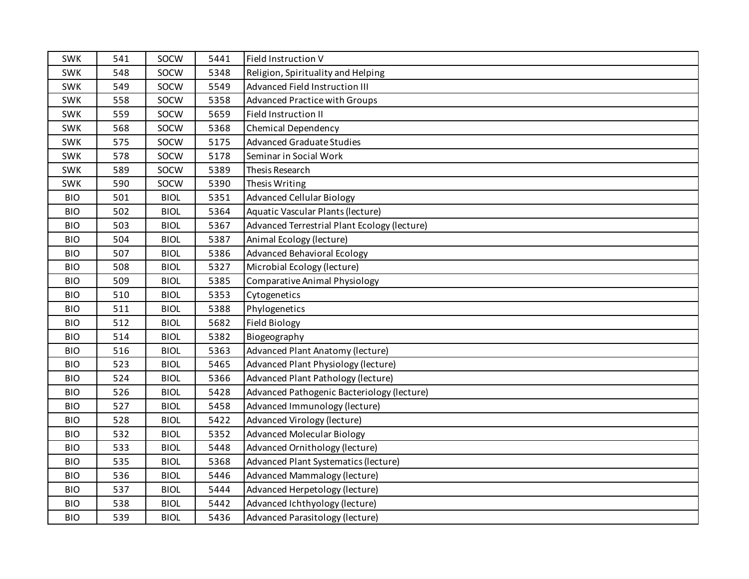| SWK | 541 | SOCW | 5441 | Field Instruction V |
|---|---|---|---|---|
| SWK | 548 | SOCW | 5348 | Religion, Spirituality and Helping |
| SWK | 549 | SOCW | 5549 | Advanced Field Instruction III |
| SWK | 558 | SOCW | 5358 | Advanced Practice with Groups |
| SWK | 559 | SOCW | 5659 | Field Instruction II |
| SWK | 568 | SOCW | 5368 | Chemical Dependency |
| SWK | 575 | SOCW | 5175 | Advanced Graduate Studies |
| SWK | 578 | SOCW | 5178 | Seminar in Social Work |
| SWK | 589 | SOCW | 5389 | Thesis Research |
| SWK | 590 | SOCW | 5390 | Thesis Writing |
| BIO | 501 | BIOL | 5351 | Advanced Cellular Biology |
| BIO | 502 | BIOL | 5364 | Aquatic Vascular Plants (lecture) |
| BIO | 503 | BIOL | 5367 | Advanced Terrestrial Plant Ecology (lecture) |
| BIO | 504 | BIOL | 5387 | Animal Ecology (lecture) |
| BIO | 507 | BIOL | 5386 | Advanced Behavioral Ecology |
| BIO | 508 | BIOL | 5327 | Microbial Ecology (lecture) |
| BIO | 509 | BIOL | 5385 | Comparative Animal Physiology |
| BIO | 510 | BIOL | 5353 | Cytogenetics |
| BIO | 511 | BIOL | 5388 | Phylogenetics |
| BIO | 512 | BIOL | 5682 | Field Biology |
| BIO | 514 | BIOL | 5382 | Biogeography |
| BIO | 516 | BIOL | 5363 | Advanced Plant Anatomy (lecture) |
| BIO | 523 | BIOL | 5465 | Advanced Plant Physiology (lecture) |
| BIO | 524 | BIOL | 5366 | Advanced Plant Pathology (lecture) |
| BIO | 526 | BIOL | 5428 | Advanced Pathogenic Bacteriology (lecture) |
| BIO | 527 | BIOL | 5458 | Advanced Immunology (lecture) |
| BIO | 528 | BIOL | 5422 | Advanced Virology (lecture) |
| BIO | 532 | BIOL | 5352 | Advanced Molecular Biology |
| BIO | 533 | BIOL | 5448 | Advanced Ornithology (lecture) |
| BIO | 535 | BIOL | 5368 | Advanced Plant Systematics (lecture) |
| BIO | 536 | BIOL | 5446 | Advanced Mammalogy (lecture) |
| BIO | 537 | BIOL | 5444 | Advanced Herpetology (lecture) |
| BIO | 538 | BIOL | 5442 | Advanced Ichthyology (lecture) |
| BIO | 539 | BIOL | 5436 | Advanced Parasitology (lecture) |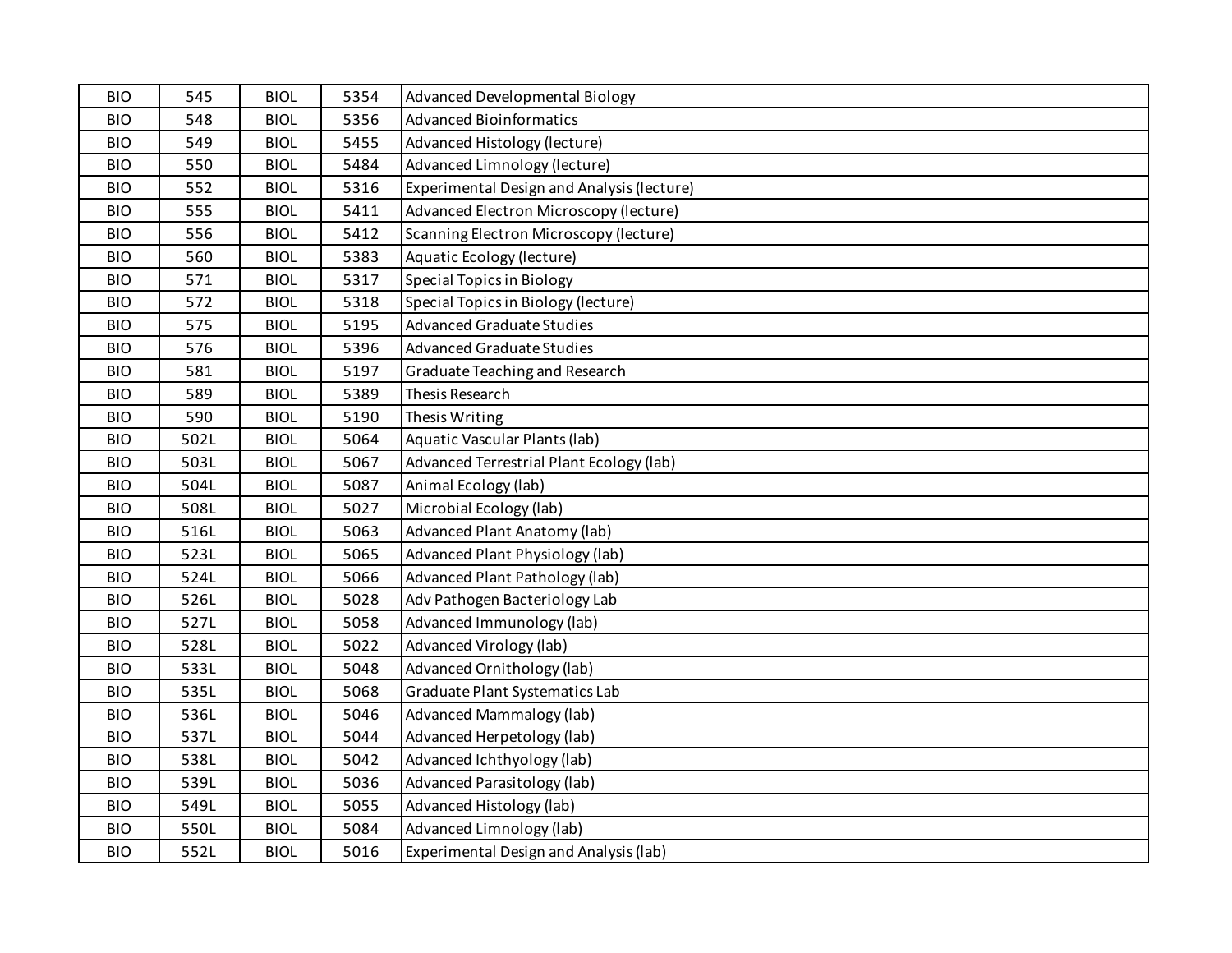| | | | | |
|---|---|---|---|---|
| BIO | 545 | BIOL | 5354 | Advanced Developmental Biology |
| BIO | 548 | BIOL | 5356 | Advanced Bioinformatics |
| BIO | 549 | BIOL | 5455 | Advanced Histology (lecture) |
| BIO | 550 | BIOL | 5484 | Advanced Limnology (lecture) |
| BIO | 552 | BIOL | 5316 | Experimental Design and Analysis (lecture) |
| BIO | 555 | BIOL | 5411 | Advanced Electron Microscopy (lecture) |
| BIO | 556 | BIOL | 5412 | Scanning Electron Microscopy (lecture) |
| BIO | 560 | BIOL | 5383 | Aquatic Ecology (lecture) |
| BIO | 571 | BIOL | 5317 | Special Topics in Biology |
| BIO | 572 | BIOL | 5318 | Special Topics in Biology (lecture) |
| BIO | 575 | BIOL | 5195 | Advanced Graduate Studies |
| BIO | 576 | BIOL | 5396 | Advanced Graduate Studies |
| BIO | 581 | BIOL | 5197 | Graduate Teaching and Research |
| BIO | 589 | BIOL | 5389 | Thesis Research |
| BIO | 590 | BIOL | 5190 | Thesis Writing |
| BIO | 502L | BIOL | 5064 | Aquatic Vascular Plants (lab) |
| BIO | 503L | BIOL | 5067 | Advanced Terrestrial Plant Ecology (lab) |
| BIO | 504L | BIOL | 5087 | Animal Ecology (lab) |
| BIO | 508L | BIOL | 5027 | Microbial Ecology (lab) |
| BIO | 516L | BIOL | 5063 | Advanced Plant Anatomy (lab) |
| BIO | 523L | BIOL | 5065 | Advanced Plant Physiology (lab) |
| BIO | 524L | BIOL | 5066 | Advanced Plant Pathology (lab) |
| BIO | 526L | BIOL | 5028 | Adv Pathogen Bacteriology Lab |
| BIO | 527L | BIOL | 5058 | Advanced Immunology (lab) |
| BIO | 528L | BIOL | 5022 | Advanced Virology (lab) |
| BIO | 533L | BIOL | 5048 | Advanced Ornithology (lab) |
| BIO | 535L | BIOL | 5068 | Graduate Plant Systematics Lab |
| BIO | 536L | BIOL | 5046 | Advanced Mammalogy (lab) |
| BIO | 537L | BIOL | 5044 | Advanced Herpetology (lab) |
| BIO | 538L | BIOL | 5042 | Advanced Ichthyology (lab) |
| BIO | 539L | BIOL | 5036 | Advanced Parasitology (lab) |
| BIO | 549L | BIOL | 5055 | Advanced Histology (lab) |
| BIO | 550L | BIOL | 5084 | Advanced Limnology (lab) |
| BIO | 552L | BIOL | 5016 | Experimental Design and Analysis (lab) |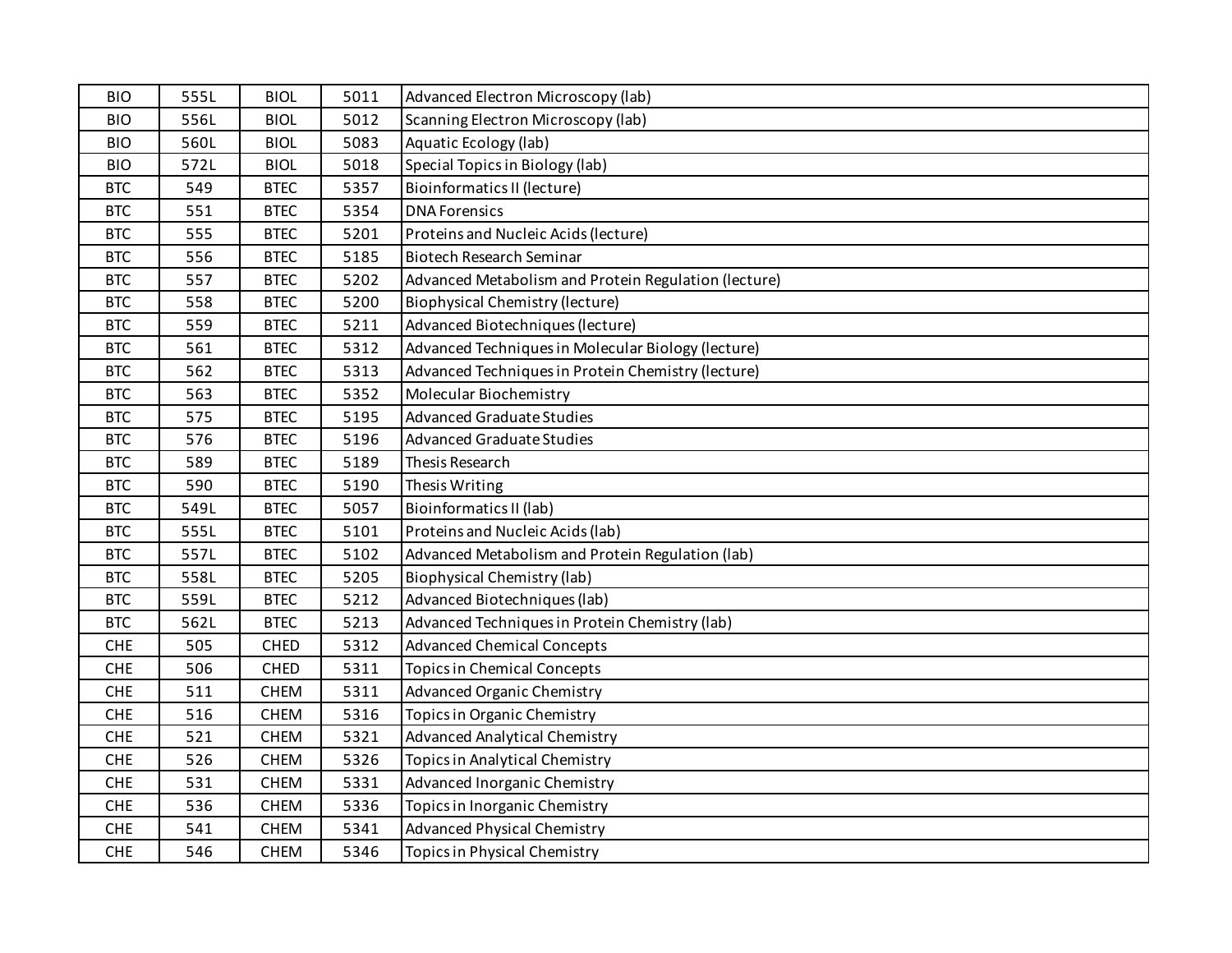| | | | | |
|---|---|---|---|---|
| BIO | 555L | BIOL | 5011 | Advanced Electron Microscopy (lab) |
| BIO | 556L | BIOL | 5012 | Scanning Electron Microscopy (lab) |
| BIO | 560L | BIOL | 5083 | Aquatic Ecology (lab) |
| BIO | 572L | BIOL | 5018 | Special Topics in Biology (lab) |
| BTC | 549 | BTEC | 5357 | Bioinformatics II (lecture) |
| BTC | 551 | BTEC | 5354 | DNA Forensics |
| BTC | 555 | BTEC | 5201 | Proteins and Nucleic Acids (lecture) |
| BTC | 556 | BTEC | 5185 | Biotech Research Seminar |
| BTC | 557 | BTEC | 5202 | Advanced Metabolism and Protein Regulation (lecture) |
| BTC | 558 | BTEC | 5200 | Biophysical Chemistry (lecture) |
| BTC | 559 | BTEC | 5211 | Advanced Biotechniques (lecture) |
| BTC | 561 | BTEC | 5312 | Advanced Techniques in Molecular Biology (lecture) |
| BTC | 562 | BTEC | 5313 | Advanced Techniques in Protein Chemistry (lecture) |
| BTC | 563 | BTEC | 5352 | Molecular Biochemistry |
| BTC | 575 | BTEC | 5195 | Advanced Graduate Studies |
| BTC | 576 | BTEC | 5196 | Advanced Graduate Studies |
| BTC | 589 | BTEC | 5189 | Thesis Research |
| BTC | 590 | BTEC | 5190 | Thesis Writing |
| BTC | 549L | BTEC | 5057 | Bioinformatics II (lab) |
| BTC | 555L | BTEC | 5101 | Proteins and Nucleic Acids (lab) |
| BTC | 557L | BTEC | 5102 | Advanced Metabolism and Protein Regulation (lab) |
| BTC | 558L | BTEC | 5205 | Biophysical Chemistry (lab) |
| BTC | 559L | BTEC | 5212 | Advanced Biotechniques (lab) |
| BTC | 562L | BTEC | 5213 | Advanced Techniques in Protein Chemistry (lab) |
| CHE | 505 | CHED | 5312 | Advanced Chemical Concepts |
| CHE | 506 | CHED | 5311 | Topics in Chemical Concepts |
| CHE | 511 | CHEM | 5311 | Advanced Organic Chemistry |
| CHE | 516 | CHEM | 5316 | Topics in Organic Chemistry |
| CHE | 521 | CHEM | 5321 | Advanced Analytical Chemistry |
| CHE | 526 | CHEM | 5326 | Topics in Analytical Chemistry |
| CHE | 531 | CHEM | 5331 | Advanced Inorganic Chemistry |
| CHE | 536 | CHEM | 5336 | Topics in Inorganic Chemistry |
| CHE | 541 | CHEM | 5341 | Advanced Physical Chemistry |
| CHE | 546 | CHEM | 5346 | Topics in Physical Chemistry |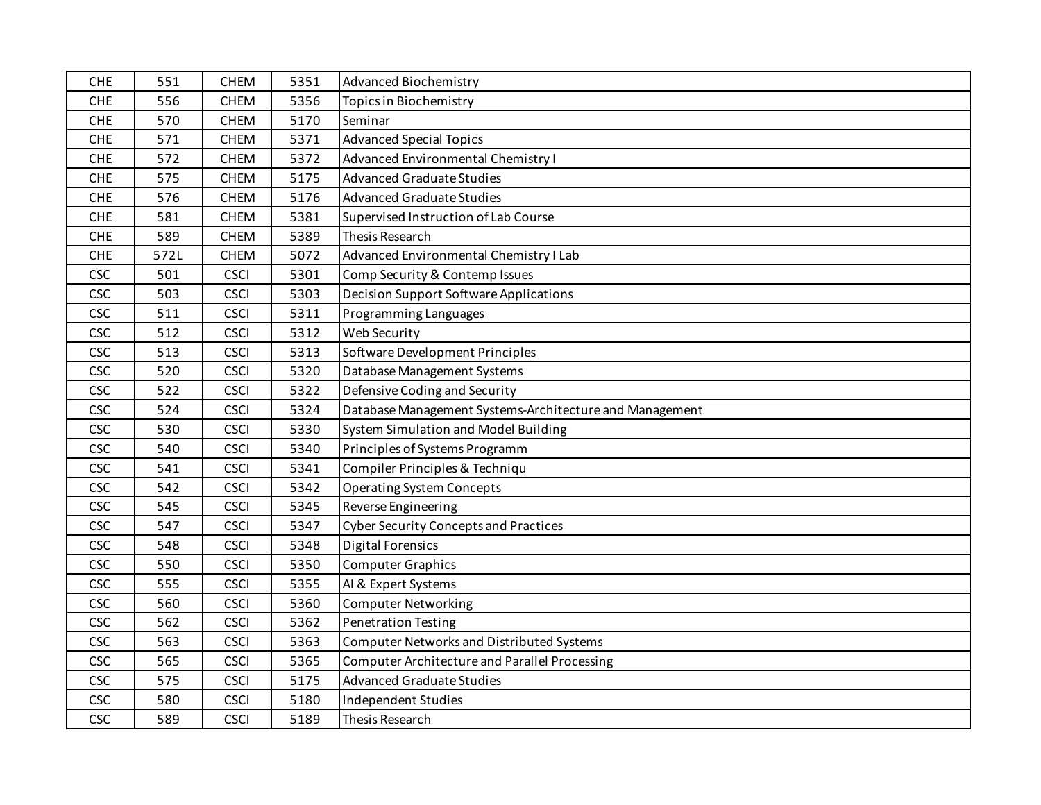| CHE | 551 | CHEM | 5351 | Advanced Biochemistry |
|---|---|---|---|---|
| CHE | 556 | CHEM | 5356 | Topics in Biochemistry |
| CHE | 570 | CHEM | 5170 | Seminar |
| CHE | 571 | CHEM | 5371 | Advanced Special Topics |
| CHE | 572 | CHEM | 5372 | Advanced Environmental Chemistry I |
| CHE | 575 | CHEM | 5175 | Advanced Graduate Studies |
| CHE | 576 | CHEM | 5176 | Advanced Graduate Studies |
| CHE | 581 | CHEM | 5381 | Supervised Instruction of Lab Course |
| CHE | 589 | CHEM | 5389 | Thesis Research |
| CHE | 572L | CHEM | 5072 | Advanced Environmental Chemistry I Lab |
| CSC | 501 | CSCI | 5301 | Comp Security & Contemp Issues |
| CSC | 503 | CSCI | 5303 | Decision Support Software Applications |
| CSC | 511 | CSCI | 5311 | Programming Languages |
| CSC | 512 | CSCI | 5312 | Web Security |
| CSC | 513 | CSCI | 5313 | Software Development Principles |
| CSC | 520 | CSCI | 5320 | Database Management Systems |
| CSC | 522 | CSCI | 5322 | Defensive Coding and Security |
| CSC | 524 | CSCI | 5324 | Database Management Systems-Architecture and Management |
| CSC | 530 | CSCI | 5330 | System Simulation and Model Building |
| CSC | 540 | CSCI | 5340 | Principles of Systems Programm |
| CSC | 541 | CSCI | 5341 | Compiler Principles & Techniqu |
| CSC | 542 | CSCI | 5342 | Operating System Concepts |
| CSC | 545 | CSCI | 5345 | Reverse Engineering |
| CSC | 547 | CSCI | 5347 | Cyber Security Concepts and Practices |
| CSC | 548 | CSCI | 5348 | Digital Forensics |
| CSC | 550 | CSCI | 5350 | Computer Graphics |
| CSC | 555 | CSCI | 5355 | AI & Expert Systems |
| CSC | 560 | CSCI | 5360 | Computer Networking |
| CSC | 562 | CSCI | 5362 | Penetration Testing |
| CSC | 563 | CSCI | 5363 | Computer Networks and Distributed Systems |
| CSC | 565 | CSCI | 5365 | Computer Architecture and Parallel Processing |
| CSC | 575 | CSCI | 5175 | Advanced Graduate Studies |
| CSC | 580 | CSCI | 5180 | Independent Studies |
| CSC | 589 | CSCI | 5189 | Thesis Research |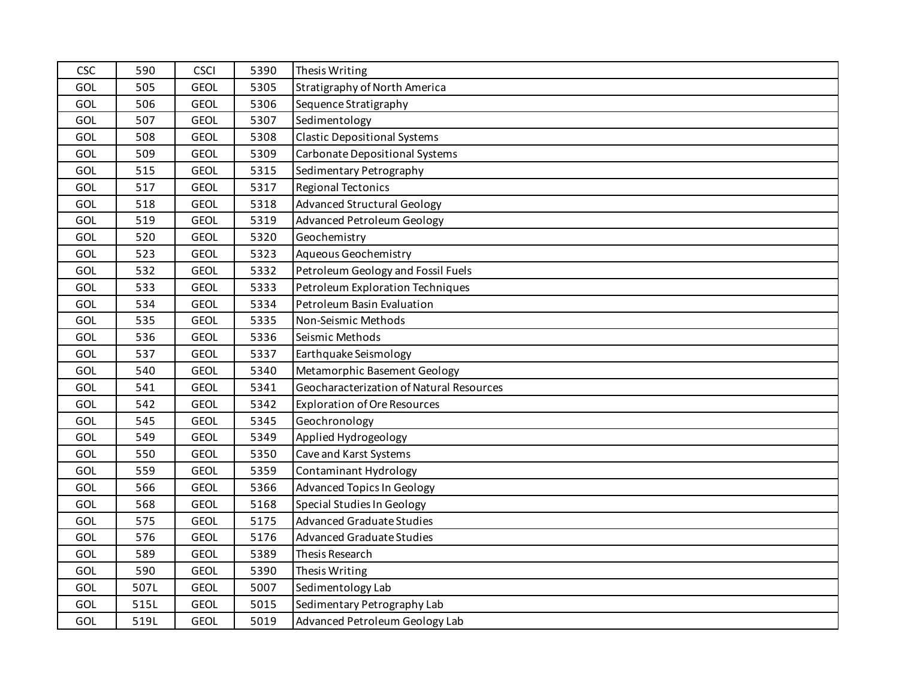| CSC | 590 | CSCI | 5390 | Thesis Writing |
|---|---|---|---|---|
| GOL | 505 | GEOL | 5305 | Stratigraphy of North America |
| GOL | 506 | GEOL | 5306 | Sequence Stratigraphy |
| GOL | 507 | GEOL | 5307 | Sedimentology |
| GOL | 508 | GEOL | 5308 | Clastic Depositional Systems |
| GOL | 509 | GEOL | 5309 | Carbonate Depositional Systems |
| GOL | 515 | GEOL | 5315 | Sedimentary Petrography |
| GOL | 517 | GEOL | 5317 | Regional Tectonics |
| GOL | 518 | GEOL | 5318 | Advanced Structural Geology |
| GOL | 519 | GEOL | 5319 | Advanced Petroleum Geology |
| GOL | 520 | GEOL | 5320 | Geochemistry |
| GOL | 523 | GEOL | 5323 | Aqueous Geochemistry |
| GOL | 532 | GEOL | 5332 | Petroleum Geology and Fossil Fuels |
| GOL | 533 | GEOL | 5333 | Petroleum Exploration Techniques |
| GOL | 534 | GEOL | 5334 | Petroleum Basin Evaluation |
| GOL | 535 | GEOL | 5335 | Non-Seismic Methods |
| GOL | 536 | GEOL | 5336 | Seismic Methods |
| GOL | 537 | GEOL | 5337 | Earthquake Seismology |
| GOL | 540 | GEOL | 5340 | Metamorphic Basement Geology |
| GOL | 541 | GEOL | 5341 | Geocharacterization of Natural Resources |
| GOL | 542 | GEOL | 5342 | Exploration of Ore Resources |
| GOL | 545 | GEOL | 5345 | Geochronology |
| GOL | 549 | GEOL | 5349 | Applied Hydrogeology |
| GOL | 550 | GEOL | 5350 | Cave and Karst Systems |
| GOL | 559 | GEOL | 5359 | Contaminant Hydrology |
| GOL | 566 | GEOL | 5366 | Advanced Topics In Geology |
| GOL | 568 | GEOL | 5168 | Special Studies In Geology |
| GOL | 575 | GEOL | 5175 | Advanced Graduate Studies |
| GOL | 576 | GEOL | 5176 | Advanced Graduate Studies |
| GOL | 589 | GEOL | 5389 | Thesis Research |
| GOL | 590 | GEOL | 5390 | Thesis Writing |
| GOL | 507L | GEOL | 5007 | Sedimentology Lab |
| GOL | 515L | GEOL | 5015 | Sedimentary Petrography Lab |
| GOL | 519L | GEOL | 5019 | Advanced Petroleum Geology Lab |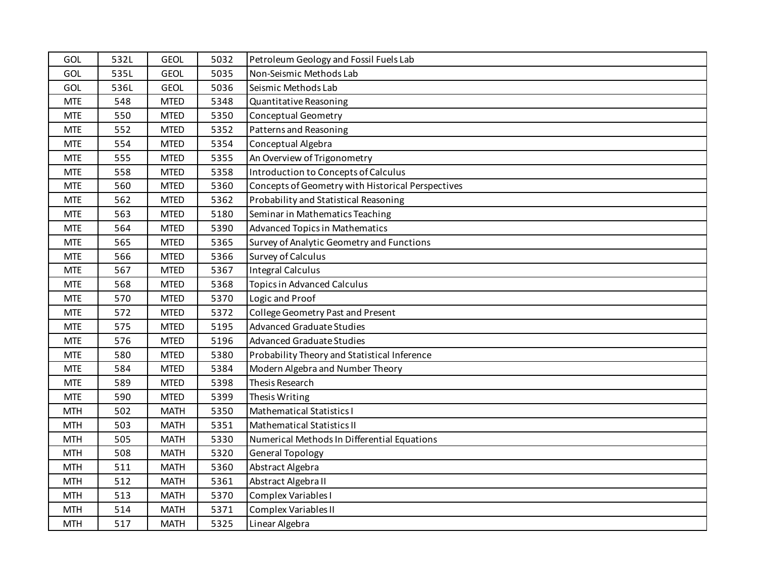| | | | | |
|---|---|---|---|---|
| GOL | 532L | GEOL | 5032 | Petroleum Geology and Fossil Fuels Lab |
| GOL | 535L | GEOL | 5035 | Non-Seismic Methods Lab |
| GOL | 536L | GEOL | 5036 | Seismic Methods Lab |
| MTE | 548 | MTED | 5348 | Quantitative Reasoning |
| MTE | 550 | MTED | 5350 | Conceptual Geometry |
| MTE | 552 | MTED | 5352 | Patterns and Reasoning |
| MTE | 554 | MTED | 5354 | Conceptual Algebra |
| MTE | 555 | MTED | 5355 | An Overview of Trigonometry |
| MTE | 558 | MTED | 5358 | Introduction to Concepts of Calculus |
| MTE | 560 | MTED | 5360 | Concepts of Geometry with Historical Perspectives |
| MTE | 562 | MTED | 5362 | Probability and Statistical Reasoning |
| MTE | 563 | MTED | 5180 | Seminar in Mathematics Teaching |
| MTE | 564 | MTED | 5390 | Advanced Topics in Mathematics |
| MTE | 565 | MTED | 5365 | Survey of Analytic Geometry and Functions |
| MTE | 566 | MTED | 5366 | Survey of Calculus |
| MTE | 567 | MTED | 5367 | Integral Calculus |
| MTE | 568 | MTED | 5368 | Topics in Advanced Calculus |
| MTE | 570 | MTED | 5370 | Logic and Proof |
| MTE | 572 | MTED | 5372 | College Geometry Past and Present |
| MTE | 575 | MTED | 5195 | Advanced Graduate Studies |
| MTE | 576 | MTED | 5196 | Advanced Graduate Studies |
| MTE | 580 | MTED | 5380 | Probability Theory and Statistical Inference |
| MTE | 584 | MTED | 5384 | Modern Algebra and Number Theory |
| MTE | 589 | MTED | 5398 | Thesis Research |
| MTE | 590 | MTED | 5399 | Thesis Writing |
| MTH | 502 | MATH | 5350 | Mathematical Statistics I |
| MTH | 503 | MATH | 5351 | Mathematical Statistics II |
| MTH | 505 | MATH | 5330 | Numerical Methods In Differential Equations |
| MTH | 508 | MATH | 5320 | General Topology |
| MTH | 511 | MATH | 5360 | Abstract Algebra |
| MTH | 512 | MATH | 5361 | Abstract Algebra II |
| MTH | 513 | MATH | 5370 | Complex Variables I |
| MTH | 514 | MATH | 5371 | Complex Variables II |
| MTH | 517 | MATH | 5325 | Linear Algebra |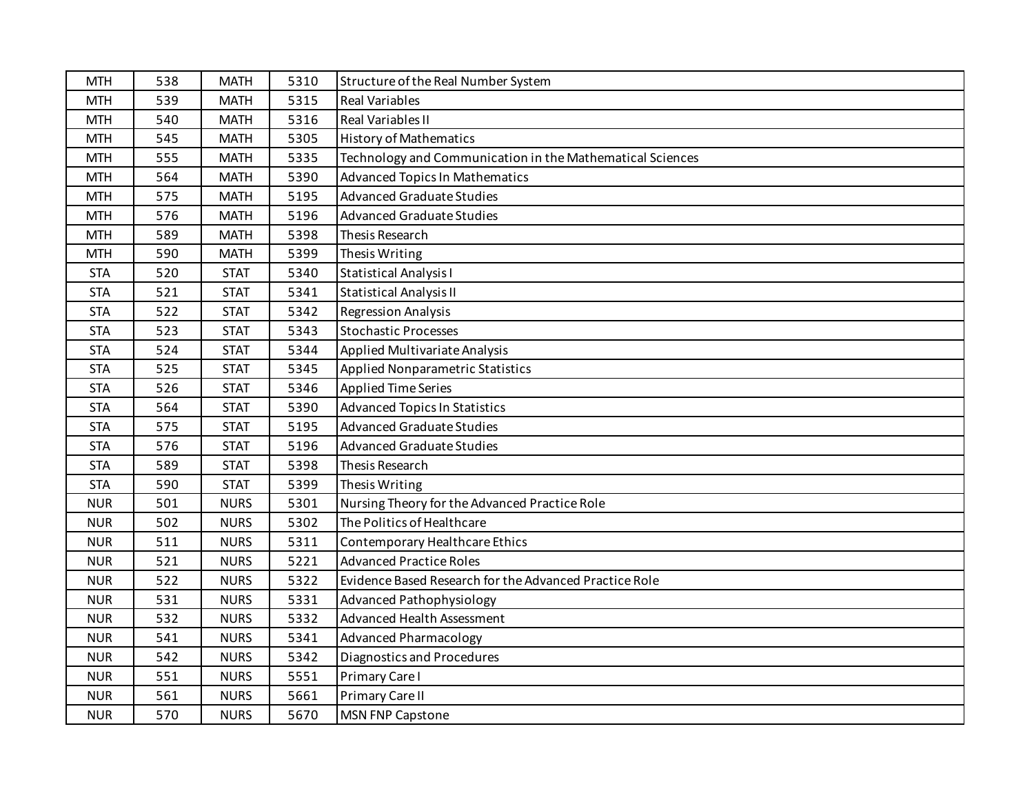| MTH | 538 | MATH | 5310 | Structure of the Real Number System |
|---|---|---|---|---|
| MTH | 539 | MATH | 5315 | Real Variables |
| MTH | 540 | MATH | 5316 | Real Variables II |
| MTH | 545 | MATH | 5305 | History of Mathematics |
| MTH | 555 | MATH | 5335 | Technology and Communication in the Mathematical Sciences |
| MTH | 564 | MATH | 5390 | Advanced Topics In Mathematics |
| MTH | 575 | MATH | 5195 | Advanced Graduate Studies |
| MTH | 576 | MATH | 5196 | Advanced Graduate Studies |
| MTH | 589 | MATH | 5398 | Thesis Research |
| MTH | 590 | MATH | 5399 | Thesis Writing |
| STA | 520 | STAT | 5340 | Statistical Analysis I |
| STA | 521 | STAT | 5341 | Statistical Analysis II |
| STA | 522 | STAT | 5342 | Regression Analysis |
| STA | 523 | STAT | 5343 | Stochastic Processes |
| STA | 524 | STAT | 5344 | Applied Multivariate Analysis |
| STA | 525 | STAT | 5345 | Applied Nonparametric Statistics |
| STA | 526 | STAT | 5346 | Applied Time Series |
| STA | 564 | STAT | 5390 | Advanced Topics In Statistics |
| STA | 575 | STAT | 5195 | Advanced Graduate Studies |
| STA | 576 | STAT | 5196 | Advanced Graduate Studies |
| STA | 589 | STAT | 5398 | Thesis Research |
| STA | 590 | STAT | 5399 | Thesis Writing |
| NUR | 501 | NURS | 5301 | Nursing Theory for the Advanced Practice Role |
| NUR | 502 | NURS | 5302 | The Politics of Healthcare |
| NUR | 511 | NURS | 5311 | Contemporary Healthcare Ethics |
| NUR | 521 | NURS | 5221 | Advanced Practice Roles |
| NUR | 522 | NURS | 5322 | Evidence Based Research for the Advanced Practice Role |
| NUR | 531 | NURS | 5331 | Advanced Pathophysiology |
| NUR | 532 | NURS | 5332 | Advanced Health Assessment |
| NUR | 541 | NURS | 5341 | Advanced Pharmacology |
| NUR | 542 | NURS | 5342 | Diagnostics and Procedures |
| NUR | 551 | NURS | 5551 | Primary Care I |
| NUR | 561 | NURS | 5661 | Primary Care II |
| NUR | 570 | NURS | 5670 | MSN FNP Capstone |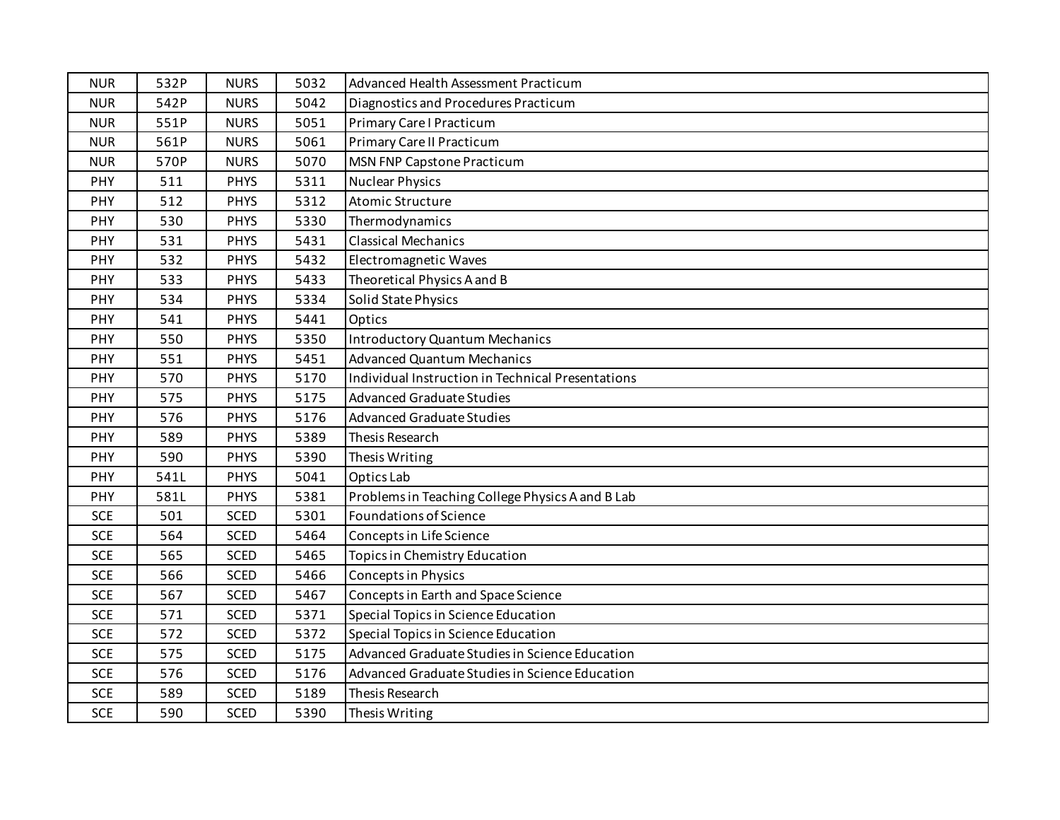| | | | | |
|---|---|---|---|---|
| NUR | 532P | NURS | 5032 | Advanced Health Assessment Practicum |
| NUR | 542P | NURS | 5042 | Diagnostics and Procedures Practicum |
| NUR | 551P | NURS | 5051 | Primary Care I Practicum |
| NUR | 561P | NURS | 5061 | Primary Care II Practicum |
| NUR | 570P | NURS | 5070 | MSN FNP Capstone Practicum |
| PHY | 511 | PHYS | 5311 | Nuclear Physics |
| PHY | 512 | PHYS | 5312 | Atomic Structure |
| PHY | 530 | PHYS | 5330 | Thermodynamics |
| PHY | 531 | PHYS | 5431 | Classical Mechanics |
| PHY | 532 | PHYS | 5432 | Electromagnetic Waves |
| PHY | 533 | PHYS | 5433 | Theoretical Physics A and B |
| PHY | 534 | PHYS | 5334 | Solid State Physics |
| PHY | 541 | PHYS | 5441 | Optics |
| PHY | 550 | PHYS | 5350 | Introductory Quantum Mechanics |
| PHY | 551 | PHYS | 5451 | Advanced Quantum Mechanics |
| PHY | 570 | PHYS | 5170 | Individual Instruction in Technical Presentations |
| PHY | 575 | PHYS | 5175 | Advanced Graduate Studies |
| PHY | 576 | PHYS | 5176 | Advanced Graduate Studies |
| PHY | 589 | PHYS | 5389 | Thesis Research |
| PHY | 590 | PHYS | 5390 | Thesis Writing |
| PHY | 541L | PHYS | 5041 | Optics Lab |
| PHY | 581L | PHYS | 5381 | Problems in Teaching College Physics A and B Lab |
| SCE | 501 | SCED | 5301 | Foundations of Science |
| SCE | 564 | SCED | 5464 | Concepts in Life Science |
| SCE | 565 | SCED | 5465 | Topics in Chemistry Education |
| SCE | 566 | SCED | 5466 | Concepts in Physics |
| SCE | 567 | SCED | 5467 | Concepts in Earth and Space Science |
| SCE | 571 | SCED | 5371 | Special Topics in Science Education |
| SCE | 572 | SCED | 5372 | Special Topics in Science Education |
| SCE | 575 | SCED | 5175 | Advanced Graduate Studies in Science Education |
| SCE | 576 | SCED | 5176 | Advanced Graduate Studies in Science Education |
| SCE | 589 | SCED | 5189 | Thesis Research |
| SCE | 590 | SCED | 5390 | Thesis Writing |